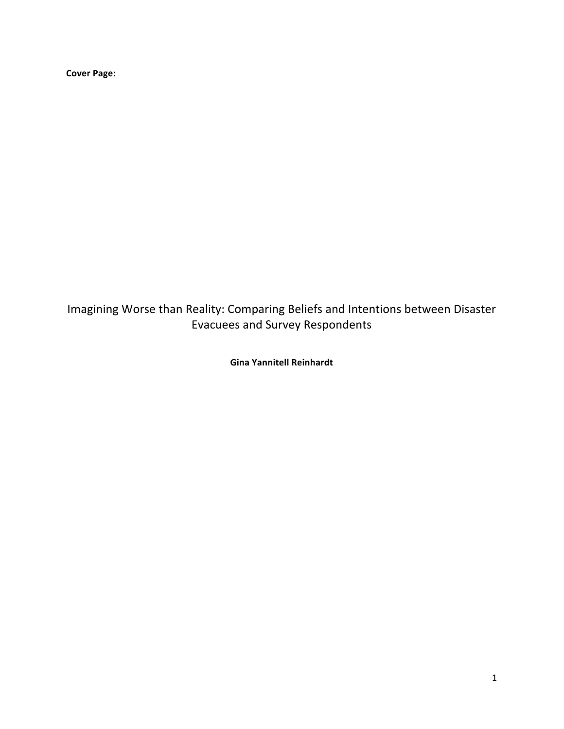**Cover Page:**

# Imagining Worse than Reality: Comparing Beliefs and Intentions between Disaster Evacuees and Survey Respondents

**Gina Yannitell Reinhardt**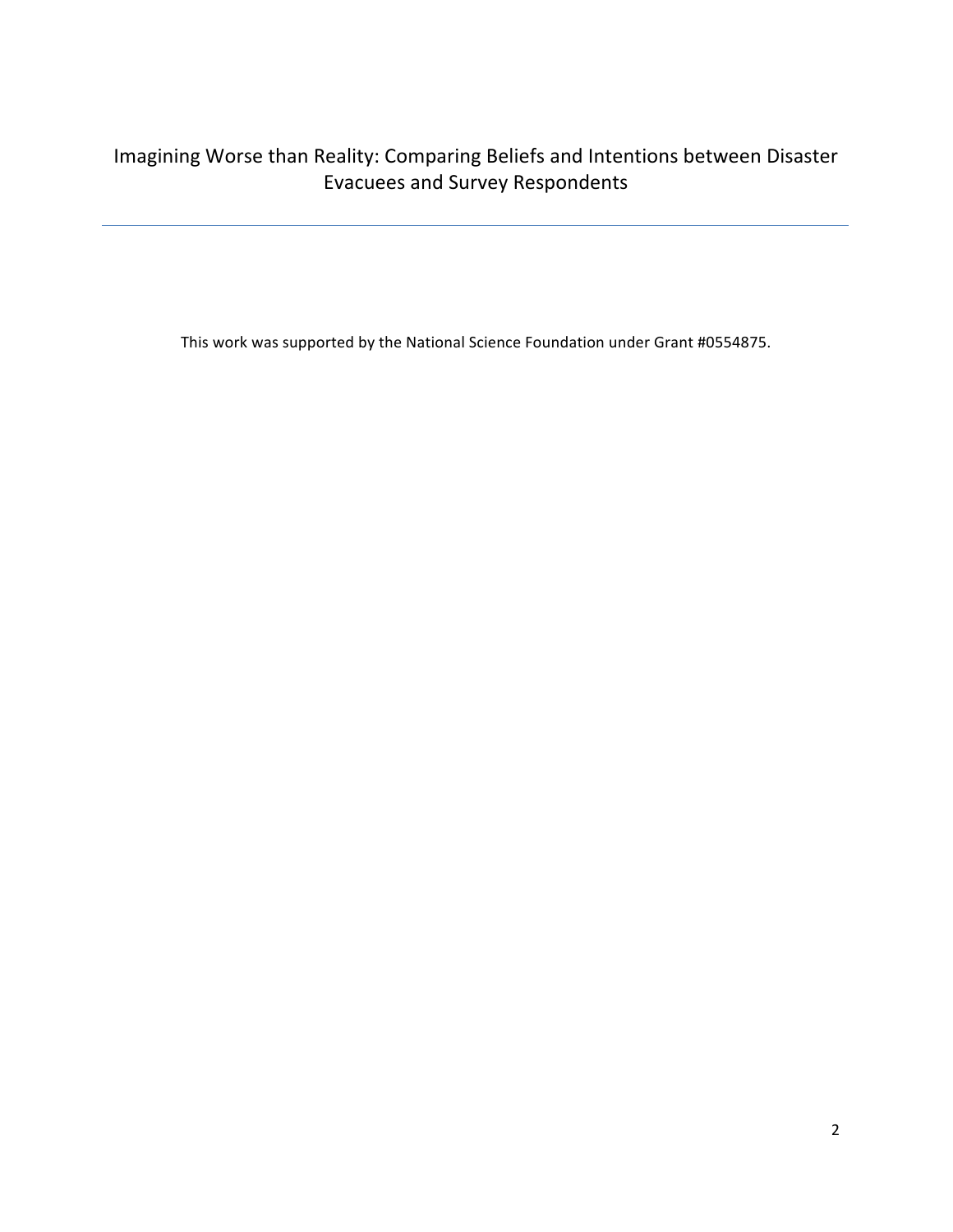# Imagining Worse than Reality: Comparing Beliefs and Intentions between Disaster Evacuees and Survey Respondents

---

This work was supported by the National Science Foundation under Grant #0554875.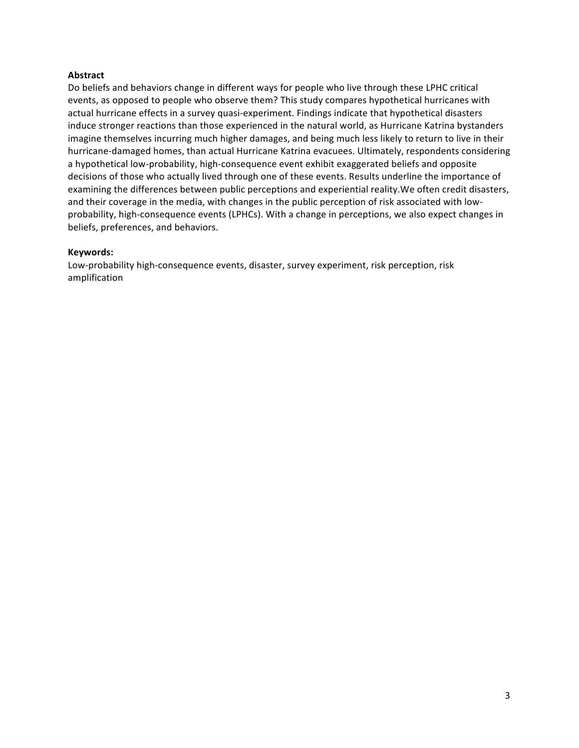**Abstract**

Do beliefs and behaviors change in different ways for people who live through these LPHC critical events, as opposed to people who observe them? This study compares hypothetical hurricanes with actual hurricane effects in a survey quasi-experiment. Findings indicate that hypothetical disasters induce stronger reactions than those experienced in the natural world, as Hurricane Katrina bystanders imagine themselves incurring much higher damages, and being much less likely to return to live in their hurricane-damaged homes, than actual Hurricane Katrina evacuees. Ultimately, respondents considering a hypothetical low-probability, high-consequence event exhibit exaggerated beliefs and opposite decisions of those who actually lived through one of these events. Results underline the importance of examining the differences between public perceptions and experiential reality.We often credit disasters, and their coverage in the media, with changes in the public perception of risk associated with low-probability, high-consequence events (LPHCs). With a change in perceptions, we also expect changes in beliefs, preferences, and behaviors.

**Keywords:**

Low-probability high-consequence events, disaster, survey experiment, risk perception, risk amplification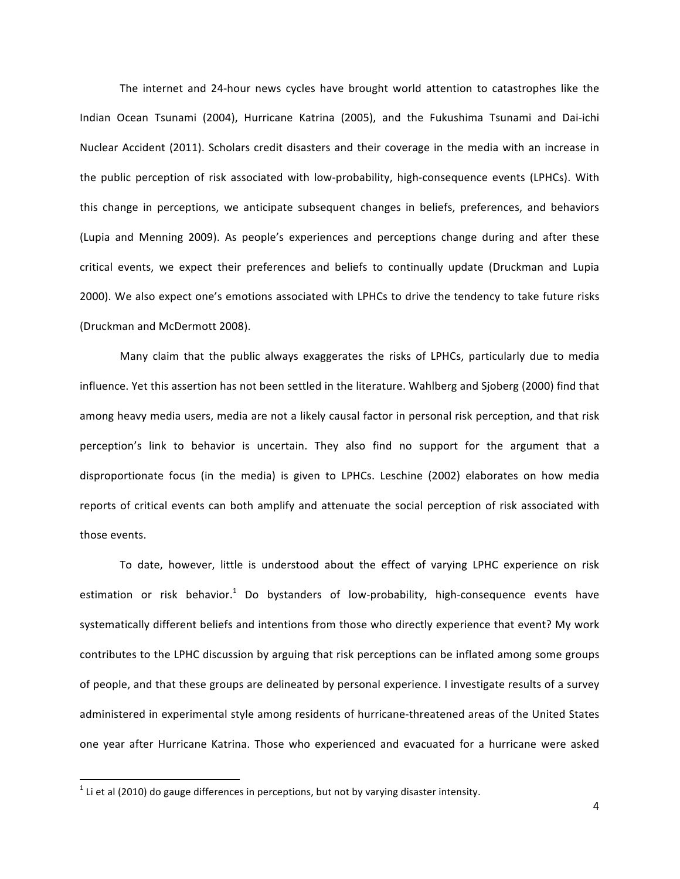The internet and 24-hour news cycles have brought world attention to catastrophes like the Indian Ocean Tsunami (2004), Hurricane Katrina (2005), and the Fukushima Tsunami and Dai-ichi Nuclear Accident (2011). Scholars credit disasters and their coverage in the media with an increase in the public perception of risk associated with low-probability, high-consequence events (LPHCs). With this change in perceptions, we anticipate subsequent changes in beliefs, preferences, and behaviors (Lupia and Menning 2009). As people's experiences and perceptions change during and after these critical events, we expect their preferences and beliefs to continually update (Druckman and Lupia 2000). We also expect one's emotions associated with LPHCs to drive the tendency to take future risks (Druckman and McDermott 2008).

Many claim that the public always exaggerates the risks of LPHCs, particularly due to media influence. Yet this assertion has not been settled in the literature. Wahlberg and Sjoberg (2000) find that among heavy media users, media are not a likely causal factor in personal risk perception, and that risk perception's link to behavior is uncertain. They also find no support for the argument that a disproportionate focus (in the media) is given to LPHCs. Leschine (2002) elaborates on how media reports of critical events can both amplify and attenuate the social perception of risk associated with those events.

To date, however, little is understood about the effect of varying LPHC experience on risk estimation or risk behavior.[1] Do bystanders of low-probability, high-consequence events have systematically different beliefs and intentions from those who directly experience that event? My work contributes to the LPHC discussion by arguing that risk perceptions can be inflated among some groups of people, and that these groups are delineated by personal experience. I investigate results of a survey administered in experimental style among residents of hurricane-threatened areas of the United States one year after Hurricane Katrina. Those who experienced and evacuated for a hurricane were asked

[1] Li et al (2010) do gauge differences in perceptions, but not by varying disaster intensity.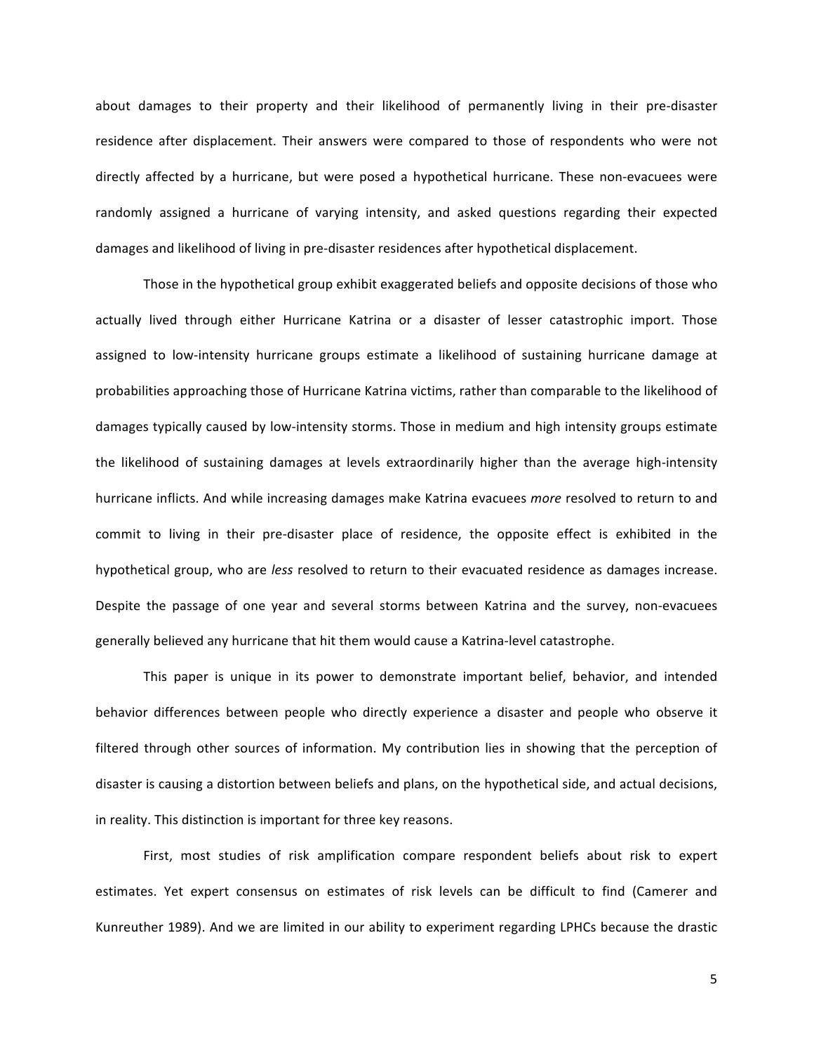about damages to their property and their likelihood of permanently living in their pre-disaster residence after displacement. Their answers were compared to those of respondents who were not directly affected by a hurricane, but were posed a hypothetical hurricane. These non-evacuees were randomly assigned a hurricane of varying intensity, and asked questions regarding their expected damages and likelihood of living in pre-disaster residences after hypothetical displacement.

Those in the hypothetical group exhibit exaggerated beliefs and opposite decisions of those who actually lived through either Hurricane Katrina or a disaster of lesser catastrophic import. Those assigned to low-intensity hurricane groups estimate a likelihood of sustaining hurricane damage at probabilities approaching those of Hurricane Katrina victims, rather than comparable to the likelihood of damages typically caused by low-intensity storms. Those in medium and high intensity groups estimate the likelihood of sustaining damages at levels extraordinarily higher than the average high-intensity hurricane inflicts. And while increasing damages make Katrina evacuees *more* resolved to return to and commit to living in their pre-disaster place of residence, the opposite effect is exhibited in the hypothetical group, who are *less* resolved to return to their evacuated residence as damages increase. Despite the passage of one year and several storms between Katrina and the survey, non-evacuees generally believed any hurricane that hit them would cause a Katrina-level catastrophe.

This paper is unique in its power to demonstrate important belief, behavior, and intended behavior differences between people who directly experience a disaster and people who observe it filtered through other sources of information. My contribution lies in showing that the perception of disaster is causing a distortion between beliefs and plans, on the hypothetical side, and actual decisions, in reality. This distinction is important for three key reasons.

First, most studies of risk amplification compare respondent beliefs about risk to expert estimates. Yet expert consensus on estimates of risk levels can be difficult to find (Camerer and Kunreuther 1989). And we are limited in our ability to experiment regarding LPHCs because the drastic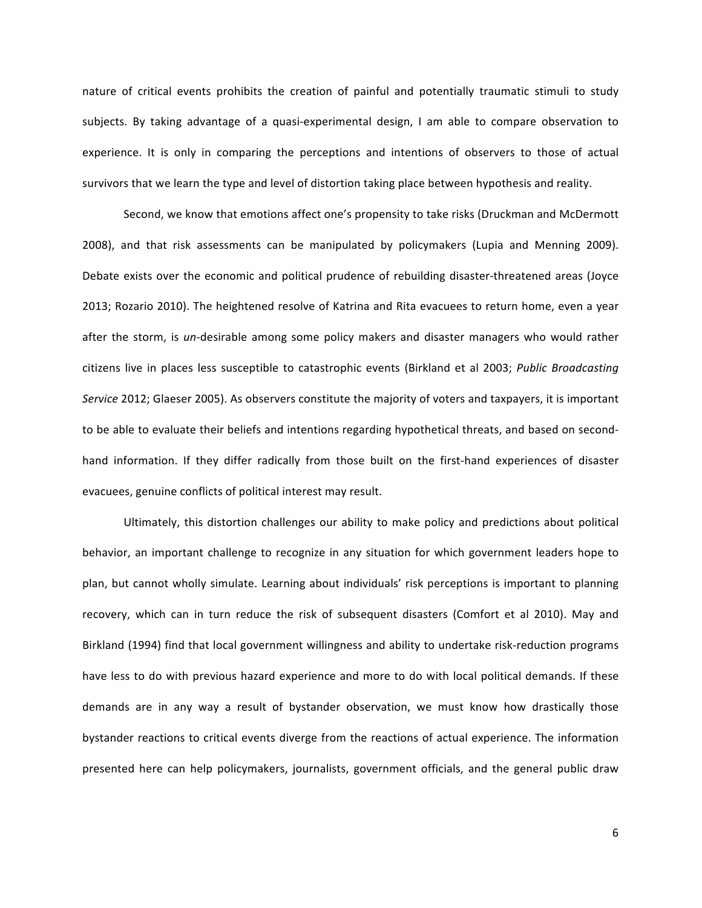nature of critical events prohibits the creation of painful and potentially traumatic stimuli to study subjects. By taking advantage of a quasi-experimental design, I am able to compare observation to experience. It is only in comparing the perceptions and intentions of observers to those of actual survivors that we learn the type and level of distortion taking place between hypothesis and reality.

Second, we know that emotions affect one's propensity to take risks (Druckman and McDermott 2008), and that risk assessments can be manipulated by policymakers (Lupia and Menning 2009). Debate exists over the economic and political prudence of rebuilding disaster-threatened areas (Joyce 2013; Rozario 2010). The heightened resolve of Katrina and Rita evacuees to return home, even a year after the storm, is *un*-desirable among some policy makers and disaster managers who would rather citizens live in places less susceptible to catastrophic events (Birkland et al 2003; *Public Broadcasting Service* 2012; Glaeser 2005). As observers constitute the majority of voters and taxpayers, it is important to be able to evaluate their beliefs and intentions regarding hypothetical threats, and based on second-hand information. If they differ radically from those built on the first-hand experiences of disaster evacuees, genuine conflicts of political interest may result.

Ultimately, this distortion challenges our ability to make policy and predictions about political behavior, an important challenge to recognize in any situation for which government leaders hope to plan, but cannot wholly simulate. Learning about individuals' risk perceptions is important to planning recovery, which can in turn reduce the risk of subsequent disasters (Comfort et al 2010). May and Birkland (1994) find that local government willingness and ability to undertake risk-reduction programs have less to do with previous hazard experience and more to do with local political demands. If these demands are in any way a result of bystander observation, we must know how drastically those bystander reactions to critical events diverge from the reactions of actual experience. The information presented here can help policymakers, journalists, government officials, and the general public draw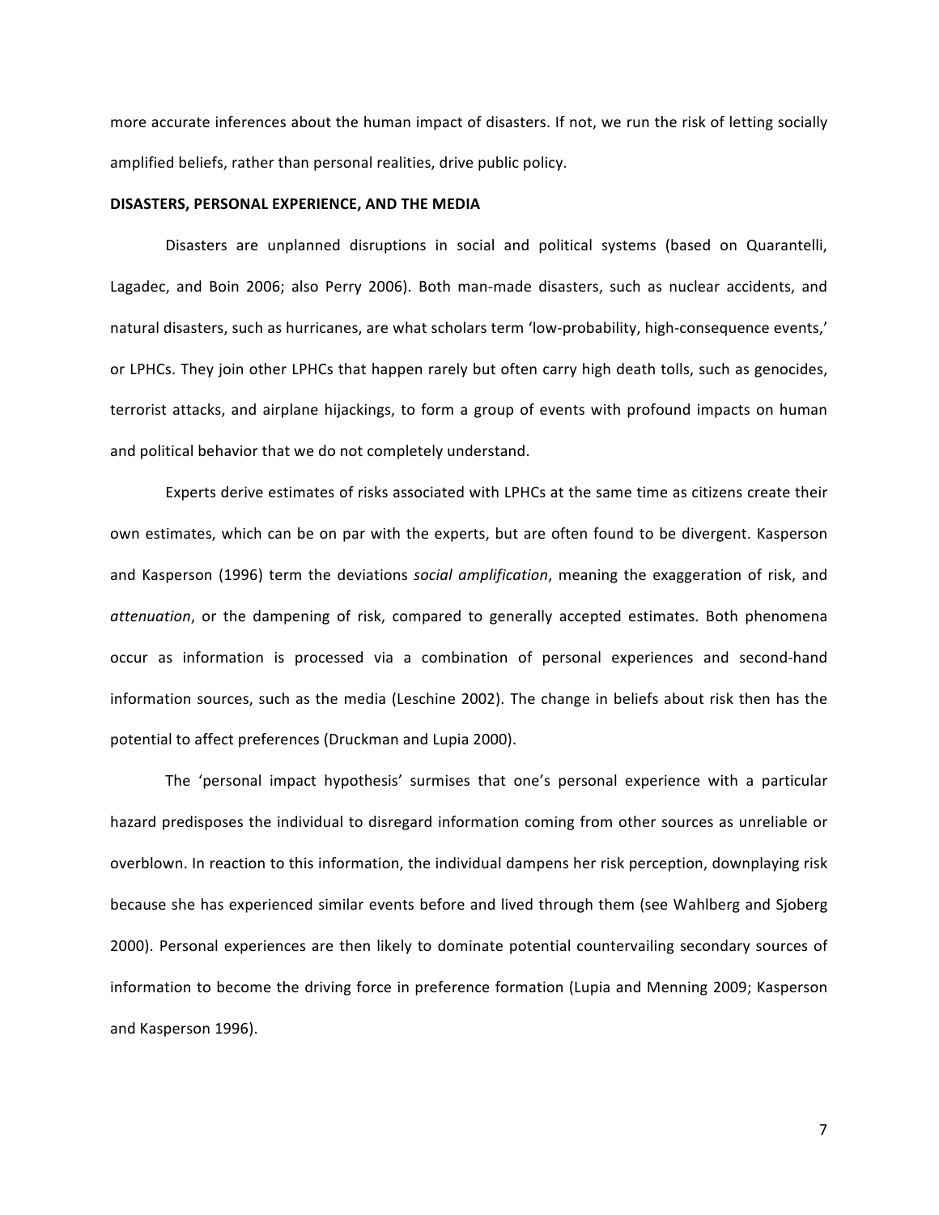more accurate inferences about the human impact of disasters. If not, we run the risk of letting socially amplified beliefs, rather than personal realities, drive public policy.

## DISASTERS, PERSONAL EXPERIENCE, AND THE MEDIA

Disasters are unplanned disruptions in social and political systems (based on Quarantelli, Lagadec, and Boin 2006; also Perry 2006). Both man-made disasters, such as nuclear accidents, and natural disasters, such as hurricanes, are what scholars term 'low-probability, high-consequence events,' or LPHCs. They join other LPHCs that happen rarely but often carry high death tolls, such as genocides, terrorist attacks, and airplane hijackings, to form a group of events with profound impacts on human and political behavior that we do not completely understand.

Experts derive estimates of risks associated with LPHCs at the same time as citizens create their own estimates, which can be on par with the experts, but are often found to be divergent. Kasperson and Kasperson (1996) term the deviations *social amplification*, meaning the exaggeration of risk, and *attenuation*, or the dampening of risk, compared to generally accepted estimates. Both phenomena occur as information is processed via a combination of personal experiences and second-hand information sources, such as the media (Leschine 2002). The change in beliefs about risk then has the potential to affect preferences (Druckman and Lupia 2000).

The 'personal impact hypothesis' surmises that one's personal experience with a particular hazard predisposes the individual to disregard information coming from other sources as unreliable or overblown. In reaction to this information, the individual dampens her risk perception, downplaying risk because she has experienced similar events before and lived through them (see Wahlberg and Sjoberg 2000). Personal experiences are then likely to dominate potential countervailing secondary sources of information to become the driving force in preference formation (Lupia and Menning 2009; Kasperson and Kasperson 1996).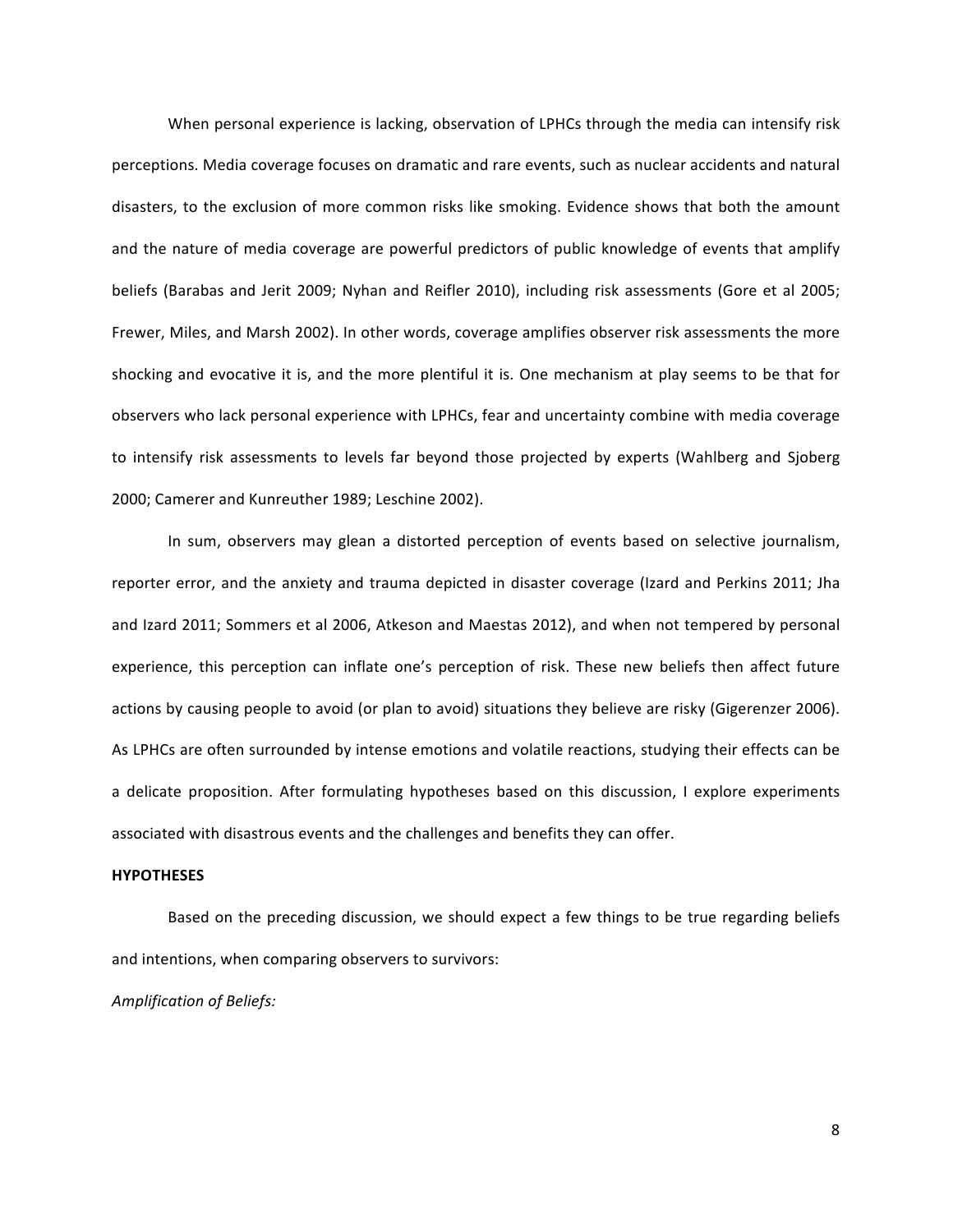When personal experience is lacking, observation of LPHCs through the media can intensify risk perceptions. Media coverage focuses on dramatic and rare events, such as nuclear accidents and natural disasters, to the exclusion of more common risks like smoking. Evidence shows that both the amount and the nature of media coverage are powerful predictors of public knowledge of events that amplify beliefs (Barabas and Jerit 2009; Nyhan and Reifler 2010), including risk assessments (Gore et al 2005; Frewer, Miles, and Marsh 2002). In other words, coverage amplifies observer risk assessments the more shocking and evocative it is, and the more plentiful it is. One mechanism at play seems to be that for observers who lack personal experience with LPHCs, fear and uncertainty combine with media coverage to intensify risk assessments to levels far beyond those projected by experts (Wahlberg and Sjoberg 2000; Camerer and Kunreuther 1989; Leschine 2002).

In sum, observers may glean a distorted perception of events based on selective journalism, reporter error, and the anxiety and trauma depicted in disaster coverage (Izard and Perkins 2011; Jha and Izard 2011; Sommers et al 2006, Atkeson and Maestas 2012), and when not tempered by personal experience, this perception can inflate one's perception of risk. These new beliefs then affect future actions by causing people to avoid (or plan to avoid) situations they believe are risky (Gigerenzer 2006). As LPHCs are often surrounded by intense emotions and volatile reactions, studying their effects can be a delicate proposition. After formulating hypotheses based on this discussion, I explore experiments associated with disastrous events and the challenges and benefits they can offer.

**HYPOTHESES**

Based on the preceding discussion, we should expect a few things to be true regarding beliefs and intentions, when comparing observers to survivors:

*Amplification of Beliefs:*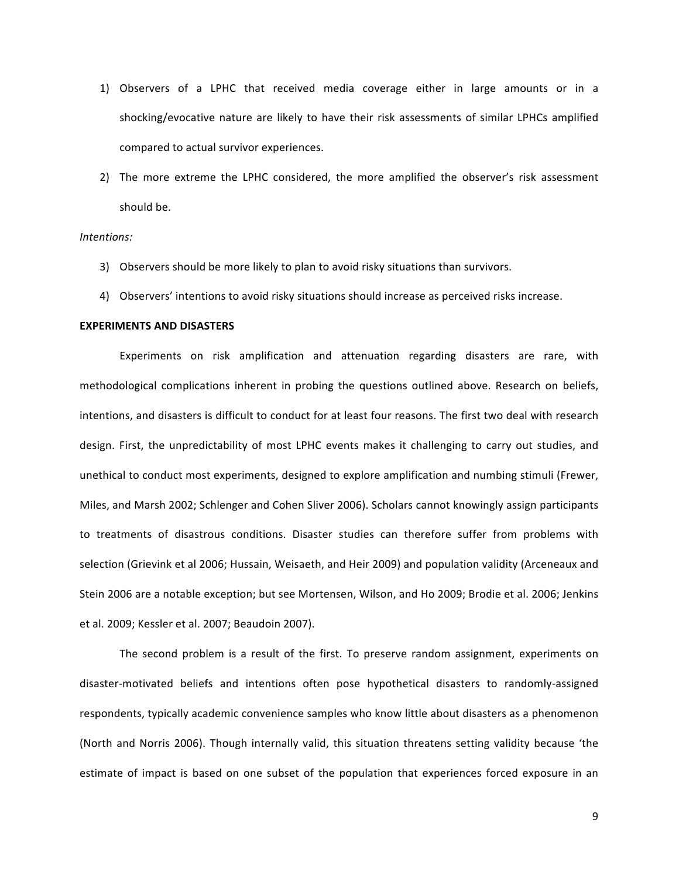1) Observers of a LPHC that received media coverage either in large amounts or in a shocking/evocative nature are likely to have their risk assessments of similar LPHCs amplified compared to actual survivor experiences.
2) The more extreme the LPHC considered, the more amplified the observer's risk assessment should be.

*Intentions:*

3) Observers should be more likely to plan to avoid risky situations than survivors.
4) Observers' intentions to avoid risky situations should increase as perceived risks increase.

**EXPERIMENTS AND DISASTERS**

Experiments on risk amplification and attenuation regarding disasters are rare, with methodological complications inherent in probing the questions outlined above. Research on beliefs, intentions, and disasters is difficult to conduct for at least four reasons. The first two deal with research design. First, the unpredictability of most LPHC events makes it challenging to carry out studies, and unethical to conduct most experiments, designed to explore amplification and numbing stimuli (Frewer, Miles, and Marsh 2002; Schlenger and Cohen Sliver 2006). Scholars cannot knowingly assign participants to treatments of disastrous conditions. Disaster studies can therefore suffer from problems with selection (Grievink et al 2006; Hussain, Weisaeth, and Heir 2009) and population validity (Arceneaux and Stein 2006 are a notable exception; but see Mortensen, Wilson, and Ho 2009; Brodie et al. 2006; Jenkins et al. 2009; Kessler et al. 2007; Beaudoin 2007).

The second problem is a result of the first. To preserve random assignment, experiments on disaster-motivated beliefs and intentions often pose hypothetical disasters to randomly-assigned respondents, typically academic convenience samples who know little about disasters as a phenomenon (North and Norris 2006). Though internally valid, this situation threatens setting validity because 'the estimate of impact is based on one subset of the population that experiences forced exposure in an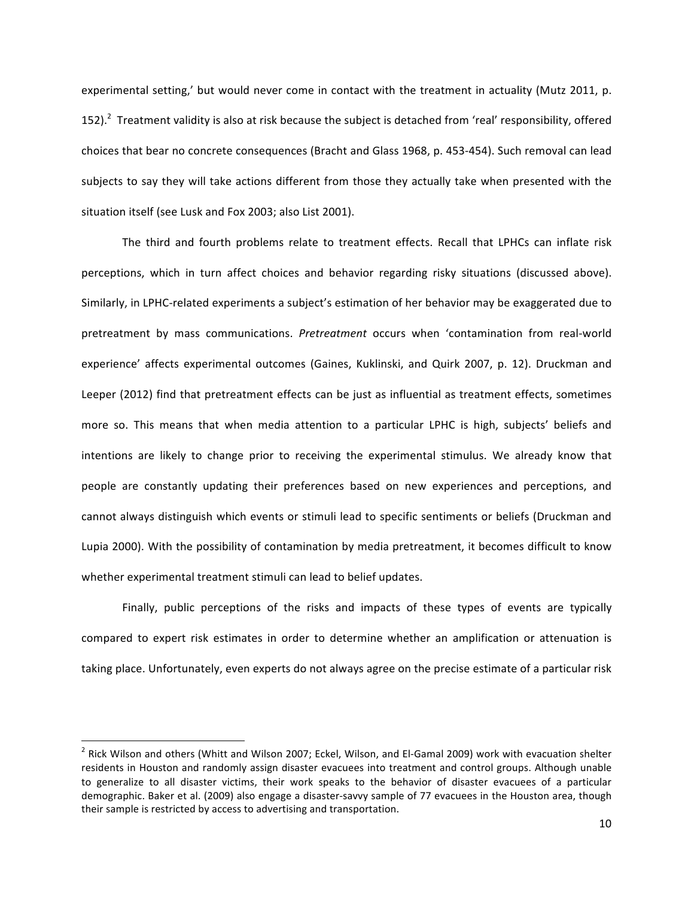experimental setting,' but would never come in contact with the treatment in actuality (Mutz 2011, p. 152).[2] Treatment validity is also at risk because the subject is detached from 'real' responsibility, offered choices that bear no concrete consequences (Bracht and Glass 1968, p. 453-454). Such removal can lead subjects to say they will take actions different from those they actually take when presented with the situation itself (see Lusk and Fox 2003; also List 2001).

The third and fourth problems relate to treatment effects. Recall that LPHCs can inflate risk perceptions, which in turn affect choices and behavior regarding risky situations (discussed above). Similarly, in LPHC-related experiments a subject's estimation of her behavior may be exaggerated due to pretreatment by mass communications. *Pretreatment* occurs when 'contamination from real-world experience' affects experimental outcomes (Gaines, Kuklinski, and Quirk 2007, p. 12). Druckman and Leeper (2012) find that pretreatment effects can be just as influential as treatment effects, sometimes more so. This means that when media attention to a particular LPHC is high, subjects' beliefs and intentions are likely to change prior to receiving the experimental stimulus. We already know that people are constantly updating their preferences based on new experiences and perceptions, and cannot always distinguish which events or stimuli lead to specific sentiments or beliefs (Druckman and Lupia 2000). With the possibility of contamination by media pretreatment, it becomes difficult to know whether experimental treatment stimuli can lead to belief updates.

Finally, public perceptions of the risks and impacts of these types of events are typically compared to expert risk estimates in order to determine whether an amplification or attenuation is taking place. Unfortunately, even experts do not always agree on the precise estimate of a particular risk

---

[2] Rick Wilson and others (Whitt and Wilson 2007; Eckel, Wilson, and El-Gamal 2009) work with evacuation shelter residents in Houston and randomly assign disaster evacuees into treatment and control groups. Although unable to generalize to all disaster victims, their work speaks to the behavior of disaster evacuees of a particular demographic. Baker et al. (2009) also engage a disaster-savvy sample of 77 evacuees in the Houston area, though their sample is restricted by access to advertising and transportation.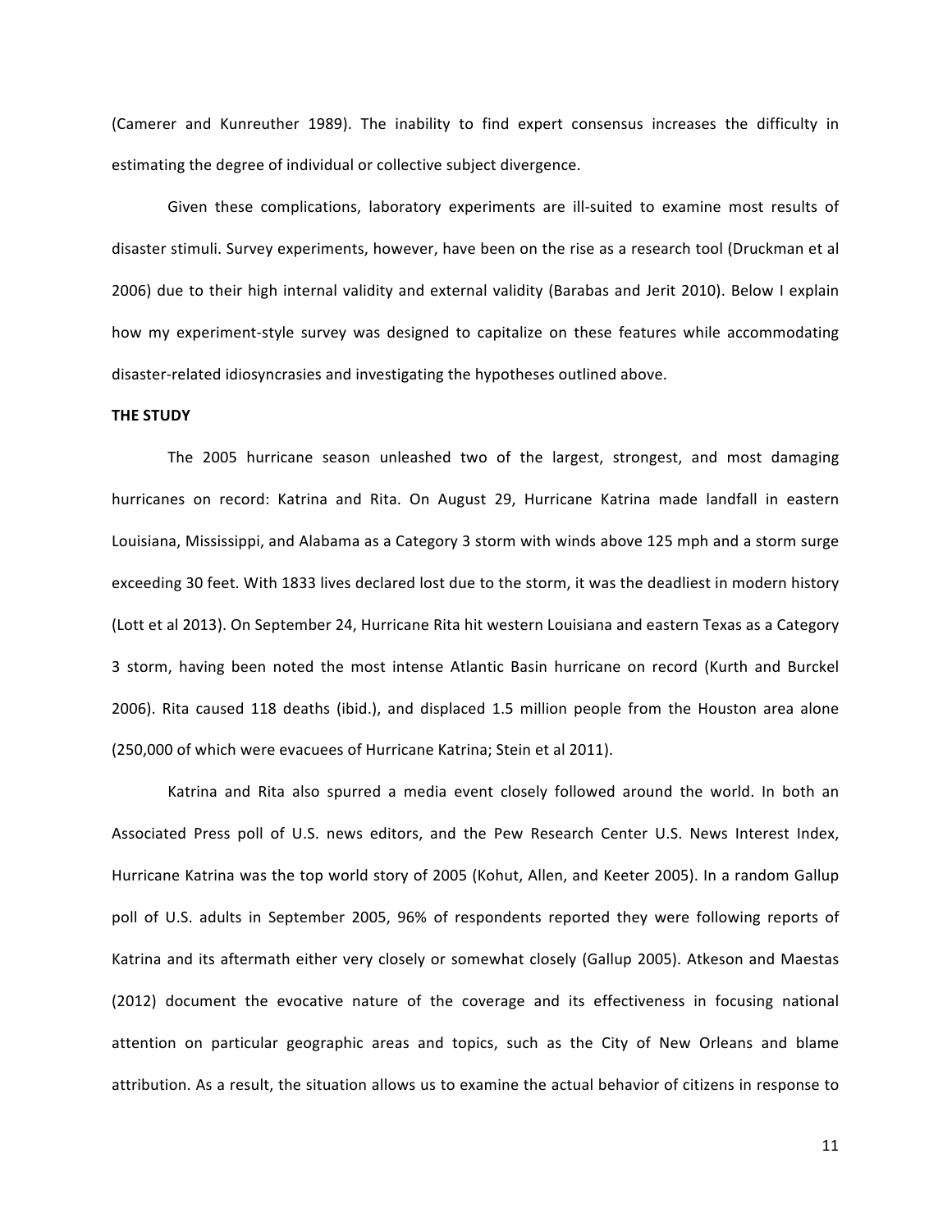(Camerer and Kunreuther 1989). The inability to find expert consensus increases the difficulty in estimating the degree of individual or collective subject divergence.

Given these complications, laboratory experiments are ill-suited to examine most results of disaster stimuli. Survey experiments, however, have been on the rise as a research tool (Druckman et al 2006) due to their high internal validity and external validity (Barabas and Jerit 2010). Below I explain how my experiment-style survey was designed to capitalize on these features while accommodating disaster-related idiosyncrasies and investigating the hypotheses outlined above.

**THE STUDY**

The 2005 hurricane season unleashed two of the largest, strongest, and most damaging hurricanes on record: Katrina and Rita. On August 29, Hurricane Katrina made landfall in eastern Louisiana, Mississippi, and Alabama as a Category 3 storm with winds above 125 mph and a storm surge exceeding 30 feet. With 1833 lives declared lost due to the storm, it was the deadliest in modern history (Lott et al 2013). On September 24, Hurricane Rita hit western Louisiana and eastern Texas as a Category 3 storm, having been noted the most intense Atlantic Basin hurricane on record (Kurth and Burckel 2006). Rita caused 118 deaths (ibid.), and displaced 1.5 million people from the Houston area alone (250,000 of which were evacuees of Hurricane Katrina; Stein et al 2011).

Katrina and Rita also spurred a media event closely followed around the world. In both an Associated Press poll of U.S. news editors, and the Pew Research Center U.S. News Interest Index, Hurricane Katrina was the top world story of 2005 (Kohut, Allen, and Keeter 2005). In a random Gallup poll of U.S. adults in September 2005, 96% of respondents reported they were following reports of Katrina and its aftermath either very closely or somewhat closely (Gallup 2005). Atkeson and Maestas (2012) document the evocative nature of the coverage and its effectiveness in focusing national attention on particular geographic areas and topics, such as the City of New Orleans and blame attribution. As a result, the situation allows us to examine the actual behavior of citizens in response to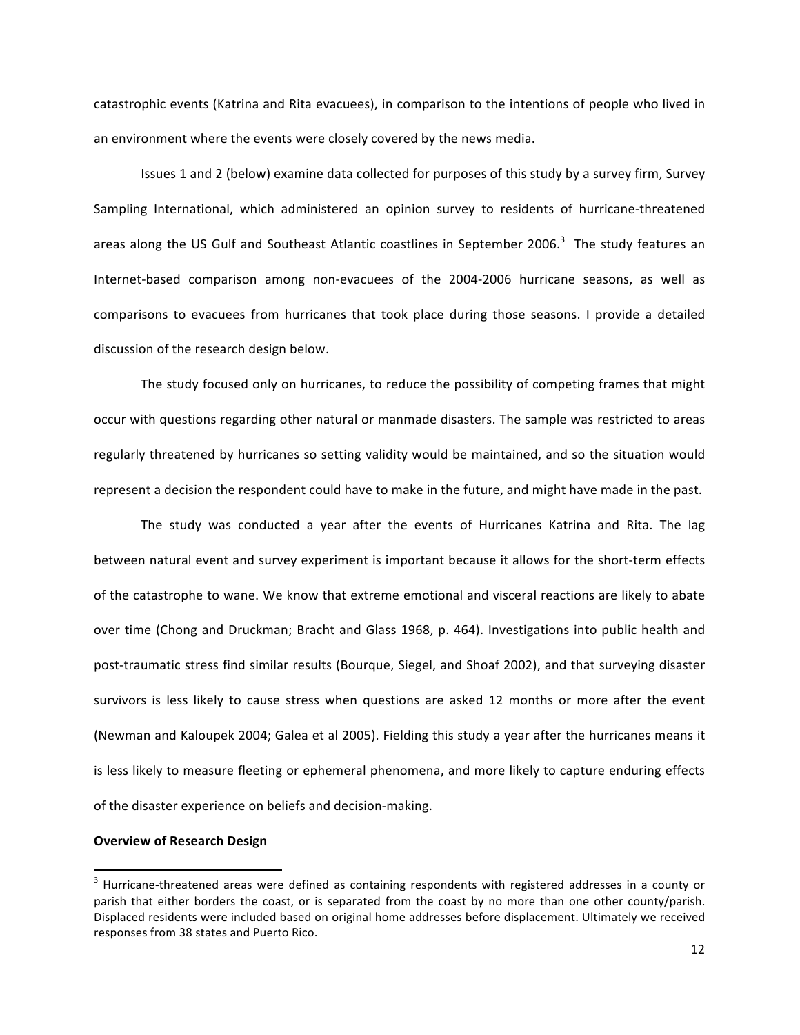catastrophic events (Katrina and Rita evacuees), in comparison to the intentions of people who lived in an environment where the events were closely covered by the news media.

Issues 1 and 2 (below) examine data collected for purposes of this study by a survey firm, Survey Sampling International, which administered an opinion survey to residents of hurricane-threatened areas along the US Gulf and Southeast Atlantic coastlines in September 2006.[3] The study features an Internet-based comparison among non-evacuees of the 2004-2006 hurricane seasons, as well as comparisons to evacuees from hurricanes that took place during those seasons. I provide a detailed discussion of the research design below.

The study focused only on hurricanes, to reduce the possibility of competing frames that might occur with questions regarding other natural or manmade disasters. The sample was restricted to areas regularly threatened by hurricanes so setting validity would be maintained, and so the situation would represent a decision the respondent could have to make in the future, and might have made in the past.

The study was conducted a year after the events of Hurricanes Katrina and Rita. The lag between natural event and survey experiment is important because it allows for the short-term effects of the catastrophe to wane. We know that extreme emotional and visceral reactions are likely to abate over time (Chong and Druckman; Bracht and Glass 1968, p. 464). Investigations into public health and post-traumatic stress find similar results (Bourque, Siegel, and Shoaf 2002), and that surveying disaster survivors is less likely to cause stress when questions are asked 12 months or more after the event (Newman and Kaloupek 2004; Galea et al 2005). Fielding this study a year after the hurricanes means it is less likely to measure fleeting or ephemeral phenomena, and more likely to capture enduring effects of the disaster experience on beliefs and decision-making.

**Overview of Research Design**

[3] Hurricane-threatened areas were defined as containing respondents with registered addresses in a county or parish that either borders the coast, or is separated from the coast by no more than one other county/parish. Displaced residents were included based on original home addresses before displacement. Ultimately we received responses from 38 states and Puerto Rico.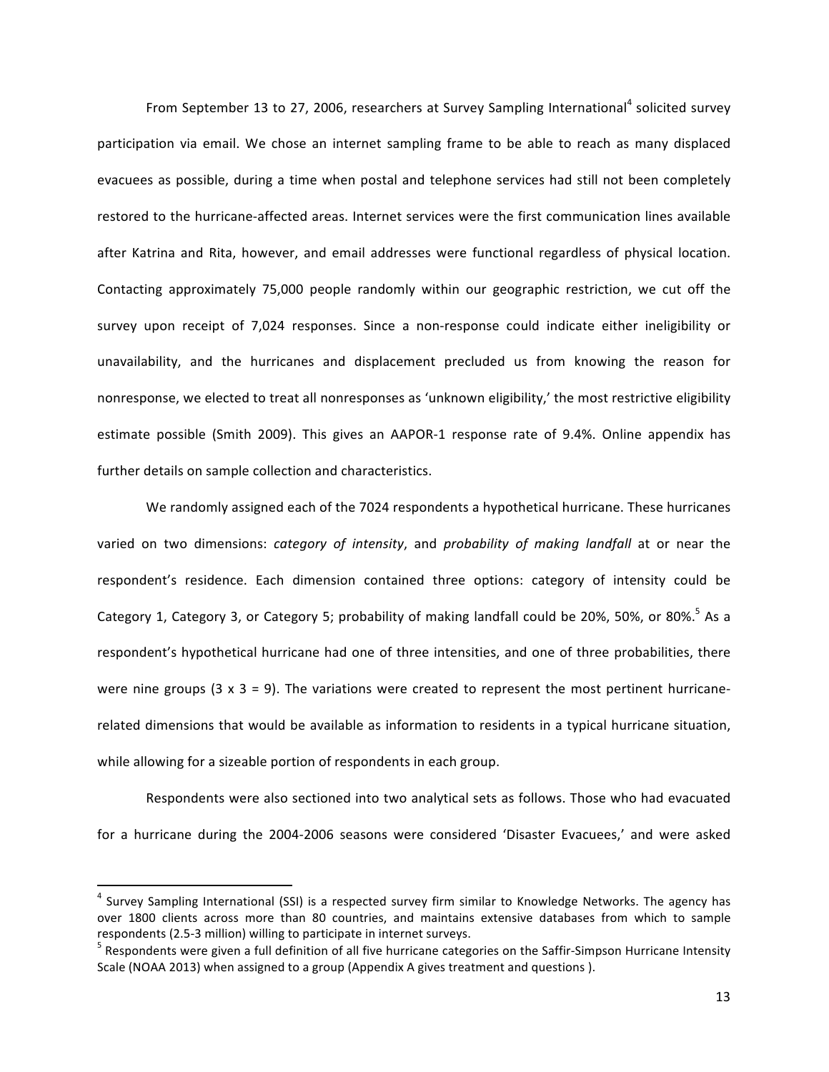From September 13 to 27, 2006, researchers at Survey Sampling International[4] solicited survey participation via email. We chose an internet sampling frame to be able to reach as many displaced evacuees as possible, during a time when postal and telephone services had still not been completely restored to the hurricane-affected areas. Internet services were the first communication lines available after Katrina and Rita, however, and email addresses were functional regardless of physical location. Contacting approximately 75,000 people randomly within our geographic restriction, we cut off the survey upon receipt of 7,024 responses. Since a non-response could indicate either ineligibility or unavailability, and the hurricanes and displacement precluded us from knowing the reason for nonresponse, we elected to treat all nonresponses as 'unknown eligibility,' the most restrictive eligibility estimate possible (Smith 2009). This gives an AAPOR-1 response rate of 9.4%. Online appendix has further details on sample collection and characteristics.

We randomly assigned each of the 7024 respondents a hypothetical hurricane. These hurricanes varied on two dimensions: *category of intensity*, and *probability of making landfall* at or near the respondent's residence. Each dimension contained three options: category of intensity could be Category 1, Category 3, or Category 5; probability of making landfall could be 20%, 50%, or 80%.[5] As a respondent's hypothetical hurricane had one of three intensities, and one of three probabilities, there were nine groups (3 x 3 = 9). The variations were created to represent the most pertinent hurricane-related dimensions that would be available as information to residents in a typical hurricane situation, while allowing for a sizeable portion of respondents in each group.

Respondents were also sectioned into two analytical sets as follows. Those who had evacuated for a hurricane during the 2004-2006 seasons were considered 'Disaster Evacuees,' and were asked

---

[4] Survey Sampling International (SSI) is a respected survey firm similar to Knowledge Networks. The agency has over 1800 clients across more than 80 countries, and maintains extensive databases from which to sample respondents (2.5-3 million) willing to participate in internet surveys.

[5] Respondents were given a full definition of all five hurricane categories on the Saffir-Simpson Hurricane Intensity Scale (NOAA 2013) when assigned to a group (Appendix A gives treatment and questions ).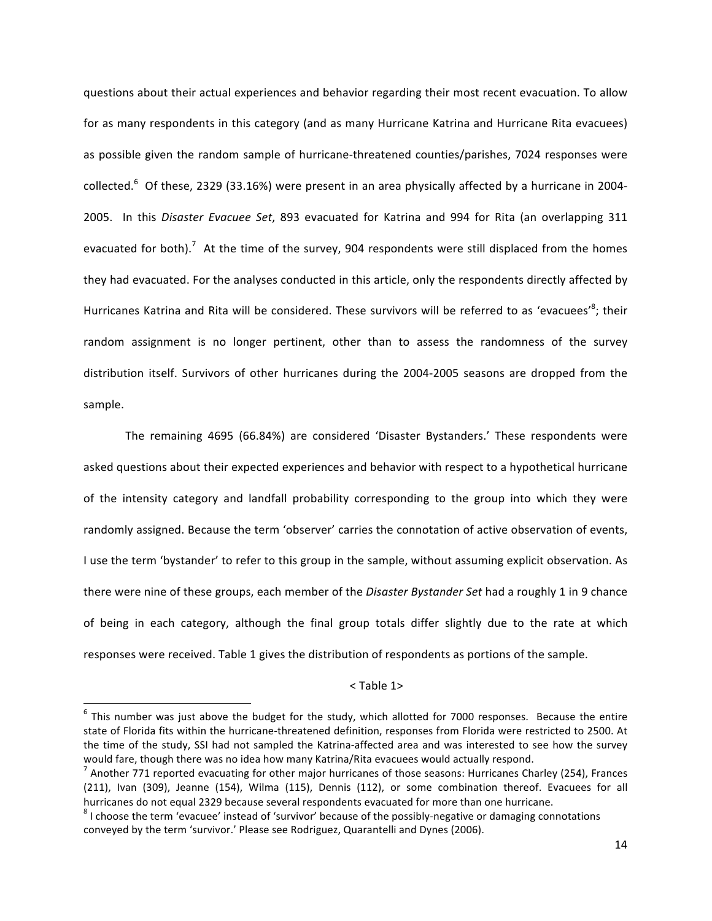questions about their actual experiences and behavior regarding their most recent evacuation. To allow for as many respondents in this category (and as many Hurricane Katrina and Hurricane Rita evacuees) as possible given the random sample of hurricane-threatened counties/parishes, 7024 responses were collected.[6] Of these, 2329 (33.16%) were present in an area physically affected by a hurricane in 2004-2005. In this *Disaster Evacuee Set*, 893 evacuated for Katrina and 994 for Rita (an overlapping 311 evacuated for both).[7] At the time of the survey, 904 respondents were still displaced from the homes they had evacuated. For the analyses conducted in this article, only the respondents directly affected by Hurricanes Katrina and Rita will be considered. These survivors will be referred to as 'evacuees'[8]; their random assignment is no longer pertinent, other than to assess the randomness of the survey distribution itself. Survivors of other hurricanes during the 2004-2005 seasons are dropped from the sample.

The remaining 4695 (66.84%) are considered 'Disaster Bystanders.' These respondents were asked questions about their expected experiences and behavior with respect to a hypothetical hurricane of the intensity category and landfall probability corresponding to the group into which they were randomly assigned. Because the term 'observer' carries the connotation of active observation of events, I use the term 'bystander' to refer to this group in the sample, without assuming explicit observation. As there were nine of these groups, each member of the *Disaster Bystander Set* had a roughly 1 in 9 chance of being in each category, although the final group totals differ slightly due to the rate at which responses were received. Table 1 gives the distribution of respondents as portions of the sample.

< Table 1>

[6] This number was just above the budget for the study, which allotted for 7000 responses. Because the entire state of Florida fits within the hurricane-threatened definition, responses from Florida were restricted to 2500. At the time of the study, SSI had not sampled the Katrina-affected area and was interested to see how the survey would fare, though there was no idea how many Katrina/Rita evacuees would actually respond.

[7] Another 771 reported evacuating for other major hurricanes of those seasons: Hurricanes Charley (254), Frances (211), Ivan (309), Jeanne (154), Wilma (115), Dennis (112), or some combination thereof. Evacuees for all hurricanes do not equal 2329 because several respondents evacuated for more than one hurricane.

[8] I choose the term 'evacuee' instead of 'survivor' because of the possibly-negative or damaging connotations conveyed by the term 'survivor.' Please see Rodriguez, Quarantelli and Dynes (2006).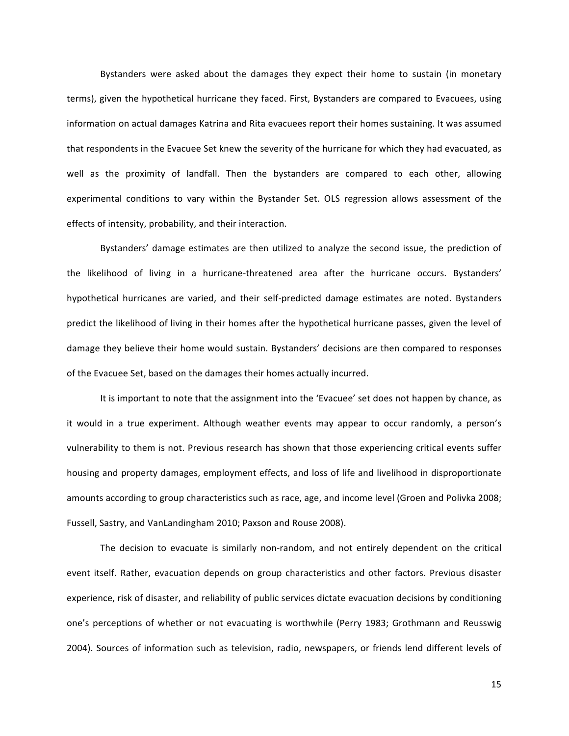Bystanders were asked about the damages they expect their home to sustain (in monetary terms), given the hypothetical hurricane they faced. First, Bystanders are compared to Evacuees, using information on actual damages Katrina and Rita evacuees report their homes sustaining. It was assumed that respondents in the Evacuee Set knew the severity of the hurricane for which they had evacuated, as well as the proximity of landfall. Then the bystanders are compared to each other, allowing experimental conditions to vary within the Bystander Set. OLS regression allows assessment of the effects of intensity, probability, and their interaction.

Bystanders' damage estimates are then utilized to analyze the second issue, the prediction of the likelihood of living in a hurricane-threatened area after the hurricane occurs. Bystanders' hypothetical hurricanes are varied, and their self-predicted damage estimates are noted. Bystanders predict the likelihood of living in their homes after the hypothetical hurricane passes, given the level of damage they believe their home would sustain. Bystanders' decisions are then compared to responses of the Evacuee Set, based on the damages their homes actually incurred.

It is important to note that the assignment into the 'Evacuee' set does not happen by chance, as it would in a true experiment. Although weather events may appear to occur randomly, a person's vulnerability to them is not. Previous research has shown that those experiencing critical events suffer housing and property damages, employment effects, and loss of life and livelihood in disproportionate amounts according to group characteristics such as race, age, and income level (Groen and Polivka 2008; Fussell, Sastry, and VanLandingham 2010; Paxson and Rouse 2008).

The decision to evacuate is similarly non-random, and not entirely dependent on the critical event itself. Rather, evacuation depends on group characteristics and other factors. Previous disaster experience, risk of disaster, and reliability of public services dictate evacuation decisions by conditioning one's perceptions of whether or not evacuating is worthwhile (Perry 1983; Grothmann and Reusswig 2004). Sources of information such as television, radio, newspapers, or friends lend different levels of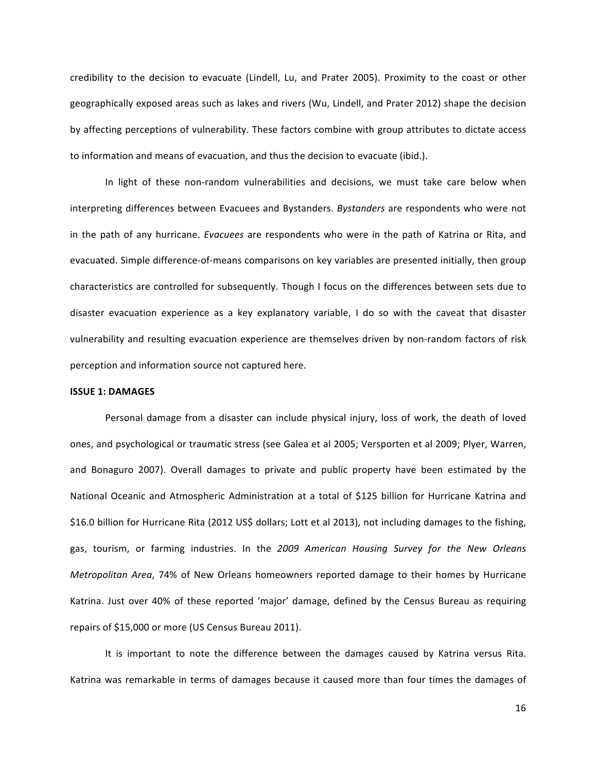credibility to the decision to evacuate (Lindell, Lu, and Prater 2005). Proximity to the coast or other geographically exposed areas such as lakes and rivers (Wu, Lindell, and Prater 2012) shape the decision by affecting perceptions of vulnerability. These factors combine with group attributes to dictate access to information and means of evacuation, and thus the decision to evacuate (ibid.).

In light of these non-random vulnerabilities and decisions, we must take care below when interpreting differences between Evacuees and Bystanders. *Bystanders* are respondents who were not in the path of any hurricane. *Evacuees* are respondents who were in the path of Katrina or Rita, and evacuated. Simple difference-of-means comparisons on key variables are presented initially, then group characteristics are controlled for subsequently. Though I focus on the differences between sets due to disaster evacuation experience as a key explanatory variable, I do so with the caveat that disaster vulnerability and resulting evacuation experience are themselves driven by non-random factors of risk perception and information source not captured here.

**ISSUE 1: DAMAGES**

Personal damage from a disaster can include physical injury, loss of work, the death of loved ones, and psychological or traumatic stress (see Galea et al 2005; Versporten et al 2009; Plyer, Warren, and Bonaguro 2007). Overall damages to private and public property have been estimated by the National Oceanic and Atmospheric Administration at a total of $125 billion for Hurricane Katrina and $16.0 billion for Hurricane Rita (2012 US$ dollars; Lott et al 2013), not including damages to the fishing, gas, tourism, or farming industries. In the *2009 American Housing Survey for the New Orleans Metropolitan Area*, 74% of New Orleans homeowners reported damage to their homes by Hurricane Katrina. Just over 40% of these reported 'major' damage, defined by the Census Bureau as requiring repairs of $15,000 or more (US Census Bureau 2011).

It is important to note the difference between the damages caused by Katrina versus Rita. Katrina was remarkable in terms of damages because it caused more than four times the damages of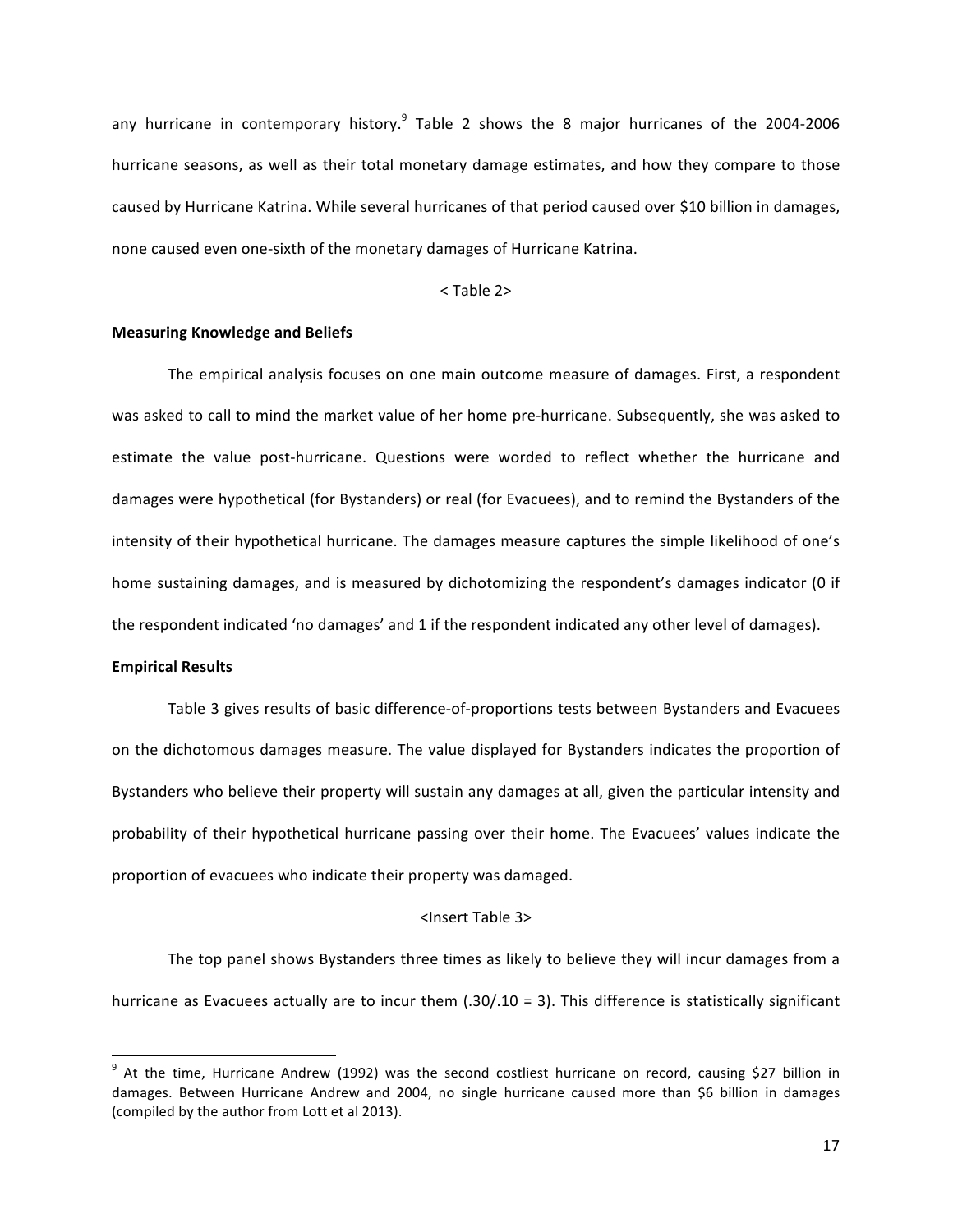any hurricane in contemporary history.[9] Table 2 shows the 8 major hurricanes of the 2004-2006 hurricane seasons, as well as their total monetary damage estimates, and how they compare to those caused by Hurricane Katrina. While several hurricanes of that period caused over $10 billion in damages, none caused even one-sixth of the monetary damages of Hurricane Katrina.

< Table 2>

**Measuring Knowledge and Beliefs**

The empirical analysis focuses on one main outcome measure of damages. First, a respondent was asked to call to mind the market value of her home pre-hurricane. Subsequently, she was asked to estimate the value post-hurricane. Questions were worded to reflect whether the hurricane and damages were hypothetical (for Bystanders) or real (for Evacuees), and to remind the Bystanders of the intensity of their hypothetical hurricane. The damages measure captures the simple likelihood of one's home sustaining damages, and is measured by dichotomizing the respondent's damages indicator (0 if the respondent indicated 'no damages' and 1 if the respondent indicated any other level of damages).

**Empirical Results**

Table 3 gives results of basic difference-of-proportions tests between Bystanders and Evacuees on the dichotomous damages measure. The value displayed for Bystanders indicates the proportion of Bystanders who believe their property will sustain any damages at all, given the particular intensity and probability of their hypothetical hurricane passing over their home. The Evacuees' values indicate the proportion of evacuees who indicate their property was damaged.

<Insert Table 3>

The top panel shows Bystanders three times as likely to believe they will incur damages from a hurricane as Evacuees actually are to incur them (.30/.10 = 3). This difference is statistically significant

[9] At the time, Hurricane Andrew (1992) was the second costliest hurricane on record, causing $27 billion in damages. Between Hurricane Andrew and 2004, no single hurricane caused more than $6 billion in damages (compiled by the author from Lott et al 2013).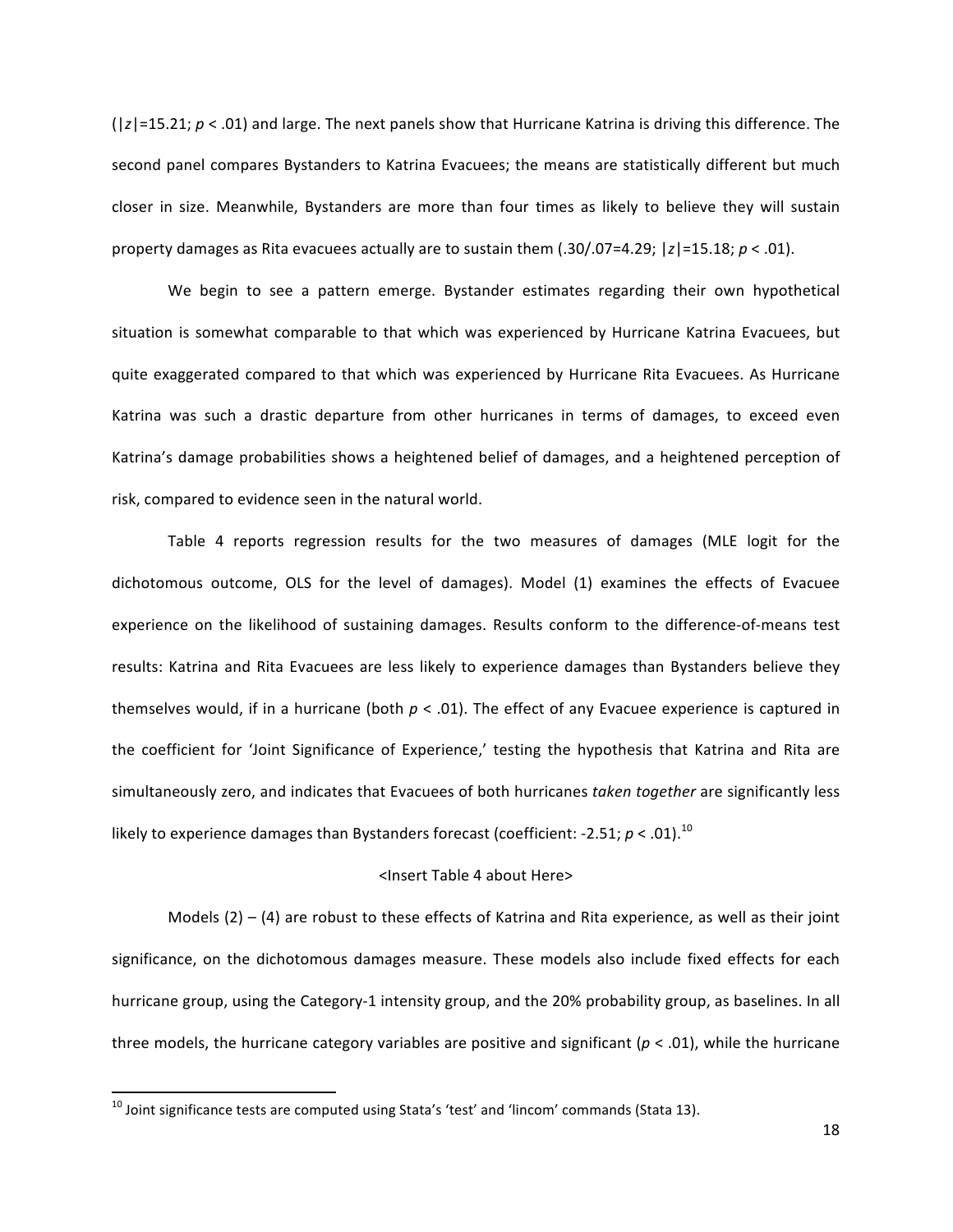($|z|$=15.21; $p < .01$) and large. The next panels show that Hurricane Katrina is driving this difference. The second panel compares Bystanders to Katrina Evacuees; the means are statistically different but much closer in size. Meanwhile, Bystanders are more than four times as likely to believe they will sustain property damages as Rita evacuees actually are to sustain them (.30/.07=4.29; $|z|$=15.18; $p < .01$).

We begin to see a pattern emerge. Bystander estimates regarding their own hypothetical situation is somewhat comparable to that which was experienced by Hurricane Katrina Evacuees, but quite exaggerated compared to that which was experienced by Hurricane Rita Evacuees. As Hurricane Katrina was such a drastic departure from other hurricanes in terms of damages, to exceed even Katrina's damage probabilities shows a heightened belief of damages, and a heightened perception of risk, compared to evidence seen in the natural world.

Table 4 reports regression results for the two measures of damages (MLE logit for the dichotomous outcome, OLS for the level of damages). Model (1) examines the effects of Evacuee experience on the likelihood of sustaining damages. Results conform to the difference-of-means test results: Katrina and Rita Evacuees are less likely to experience damages than Bystanders believe they themselves would, if in a hurricane (both $p < .01$). The effect of any Evacuee experience is captured in the coefficient for 'Joint Significance of Experience,' testing the hypothesis that Katrina and Rita are simultaneously zero, and indicates that Evacuees of both hurricanes *taken together* are significantly less likely to experience damages than Bystanders forecast (coefficient: -2.51; $p < .01$).[10]

<Insert Table 4 about Here>

Models (2) – (4) are robust to these effects of Katrina and Rita experience, as well as their joint significance, on the dichotomous damages measure. These models also include fixed effects for each hurricane group, using the Category-1 intensity group, and the 20% probability group, as baselines. In all three models, the hurricane category variables are positive and significant ($p < .01$), while the hurricane

[10] Joint significance tests are computed using Stata's 'test' and 'lincom' commands (Stata 13).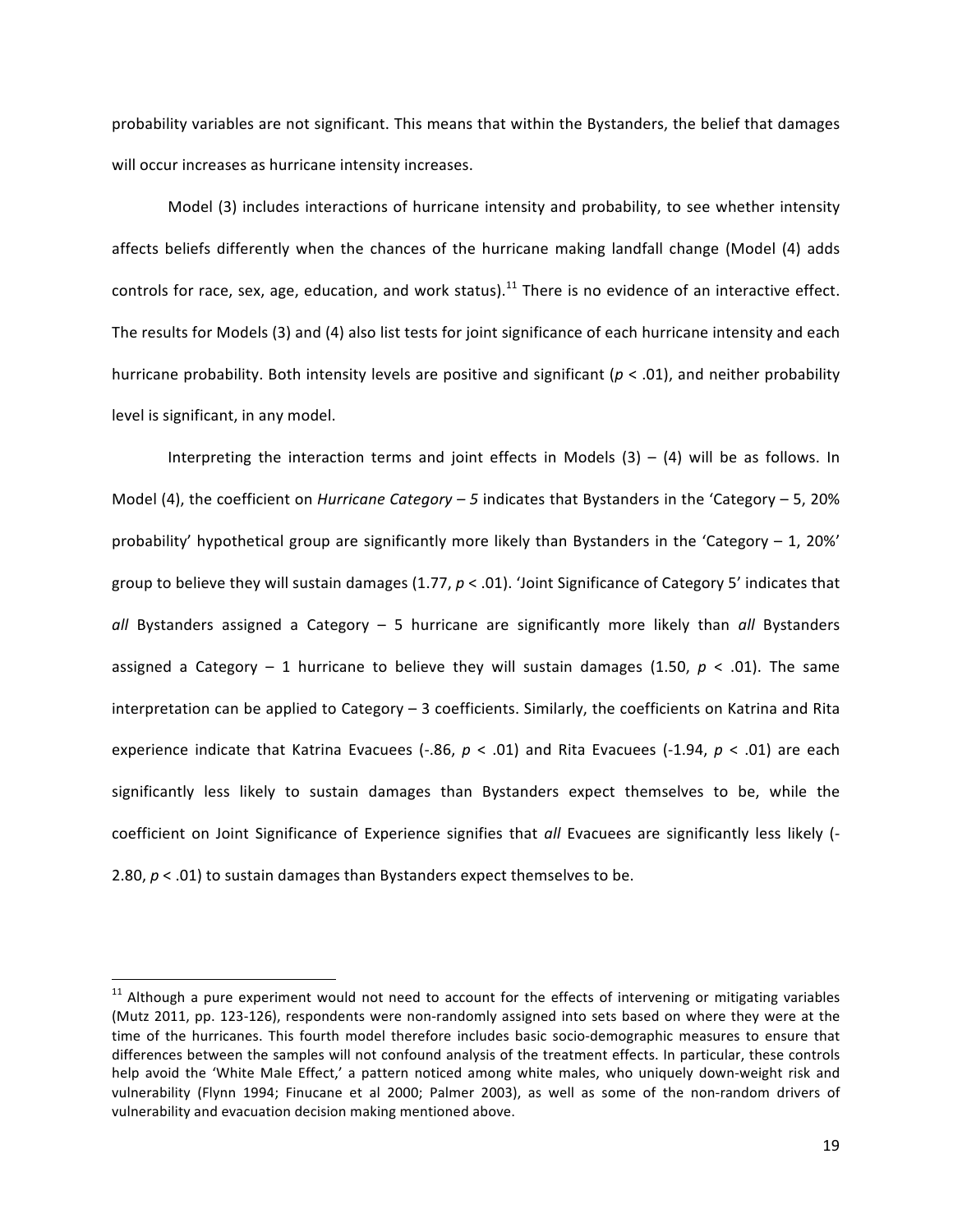probability variables are not significant. This means that within the Bystanders, the belief that damages will occur increases as hurricane intensity increases.

Model (3) includes interactions of hurricane intensity and probability, to see whether intensity affects beliefs differently when the chances of the hurricane making landfall change (Model (4) adds controls for race, sex, age, education, and work status).[11] There is no evidence of an interactive effect. The results for Models (3) and (4) also list tests for joint significance of each hurricane intensity and each hurricane probability. Both intensity levels are positive and significant ($p < .01$), and neither probability level is significant, in any model.

Interpreting the interaction terms and joint effects in Models (3) – (4) will be as follows. In Model (4), the coefficient on *Hurricane Category – 5* indicates that Bystanders in the 'Category – 5, 20% probability' hypothetical group are significantly more likely than Bystanders in the 'Category – 1, 20%' group to believe they will sustain damages (1.77, $p < .01$). 'Joint Significance of Category 5' indicates that *all* Bystanders assigned a Category – 5 hurricane are significantly more likely than *all* Bystanders assigned a Category – 1 hurricane to believe they will sustain damages (1.50, $p < .01$). The same interpretation can be applied to Category – 3 coefficients. Similarly, the coefficients on Katrina and Rita experience indicate that Katrina Evacuees (-.86, $p < .01$) and Rita Evacuees (-1.94, $p < .01$) are each significantly less likely to sustain damages than Bystanders expect themselves to be, while the coefficient on Joint Significance of Experience signifies that *all* Evacuees are significantly less likely (-2.80, $p < .01$) to sustain damages than Bystanders expect themselves to be.

[11] Although a pure experiment would not need to account for the effects of intervening or mitigating variables (Mutz 2011, pp. 123-126), respondents were non-randomly assigned into sets based on where they were at the time of the hurricanes. This fourth model therefore includes basic socio-demographic measures to ensure that differences between the samples will not confound analysis of the treatment effects. In particular, these controls help avoid the 'White Male Effect,' a pattern noticed among white males, who uniquely down-weight risk and vulnerability (Flynn 1994; Finucane et al 2000; Palmer 2003), as well as some of the non-random drivers of vulnerability and evacuation decision making mentioned above.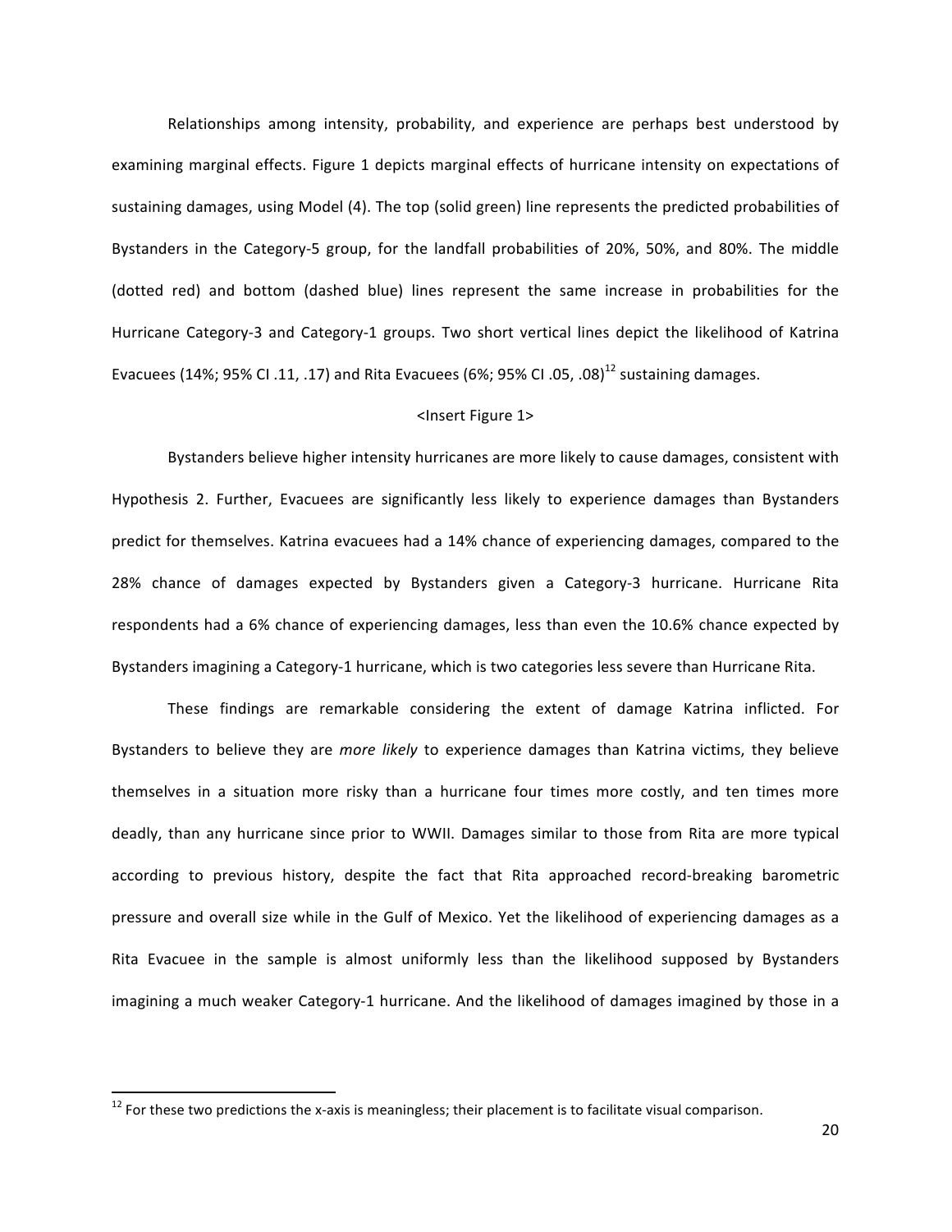Relationships among intensity, probability, and experience are perhaps best understood by examining marginal effects. Figure 1 depicts marginal effects of hurricane intensity on expectations of sustaining damages, using Model (4). The top (solid green) line represents the predicted probabilities of Bystanders in the Category-5 group, for the landfall probabilities of 20%, 50%, and 80%. The middle (dotted red) and bottom (dashed blue) lines represent the same increase in probabilities for the Hurricane Category-3 and Category-1 groups. Two short vertical lines depict the likelihood of Katrina Evacuees (14%; 95% CI .11, .17) and Rita Evacuees (6%; 95% CI .05, .08)[12] sustaining damages.

<Insert Figure 1>

Bystanders believe higher intensity hurricanes are more likely to cause damages, consistent with Hypothesis 2. Further, Evacuees are significantly less likely to experience damages than Bystanders predict for themselves. Katrina evacuees had a 14% chance of experiencing damages, compared to the 28% chance of damages expected by Bystanders given a Category-3 hurricane. Hurricane Rita respondents had a 6% chance of experiencing damages, less than even the 10.6% chance expected by Bystanders imagining a Category-1 hurricane, which is two categories less severe than Hurricane Rita.

These findings are remarkable considering the extent of damage Katrina inflicted. For Bystanders to believe they are *more likely* to experience damages than Katrina victims, they believe themselves in a situation more risky than a hurricane four times more costly, and ten times more deadly, than any hurricane since prior to WWII. Damages similar to those from Rita are more typical according to previous history, despite the fact that Rita approached record-breaking barometric pressure and overall size while in the Gulf of Mexico. Yet the likelihood of experiencing damages as a Rita Evacuee in the sample is almost uniformly less than the likelihood supposed by Bystanders imagining a much weaker Category-1 hurricane. And the likelihood of damages imagined by those in a

[12] For these two predictions the x-axis is meaningless; their placement is to facilitate visual comparison.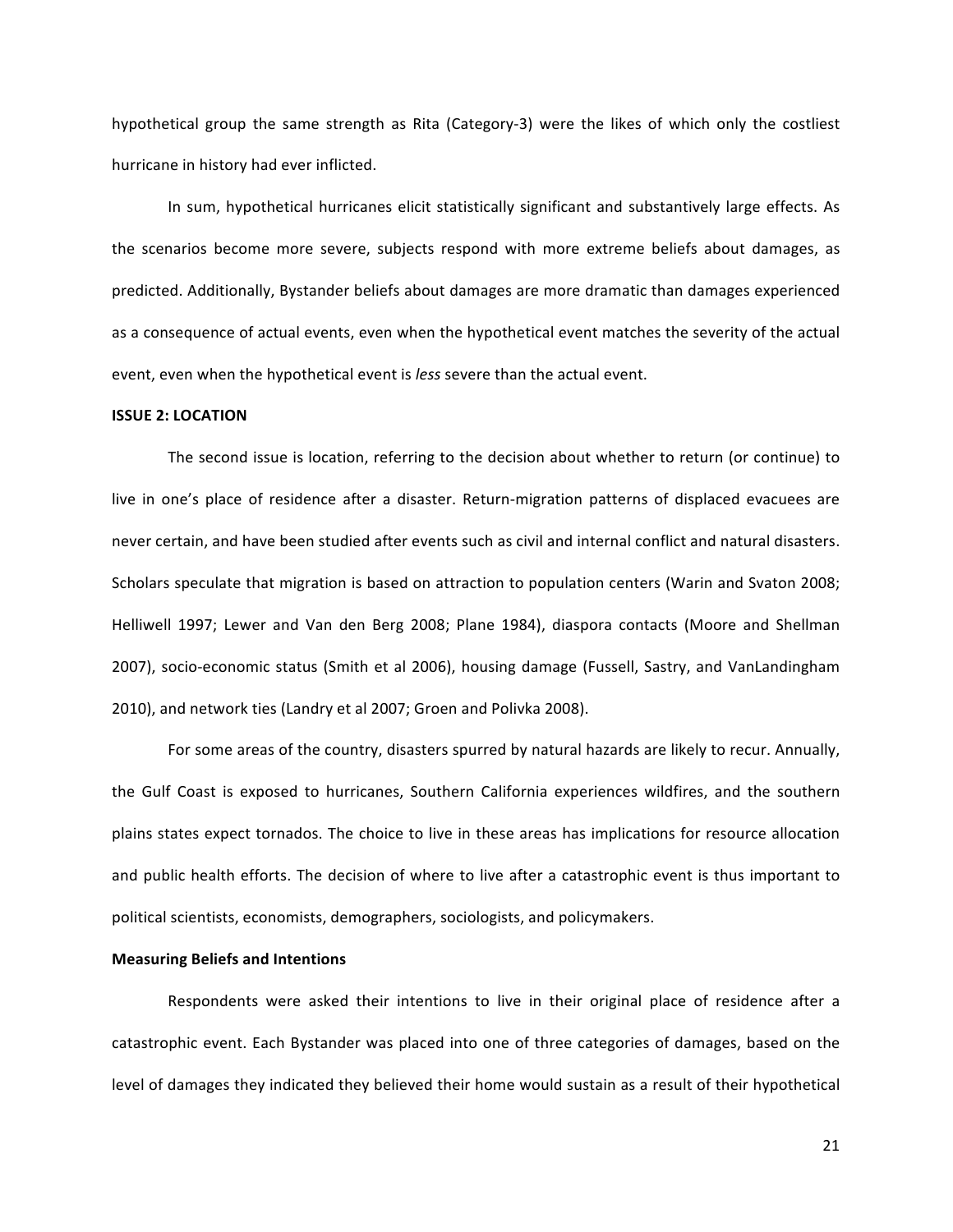hypothetical group the same strength as Rita (Category-3) were the likes of which only the costliest hurricane in history had ever inflicted.

In sum, hypothetical hurricanes elicit statistically significant and substantively large effects. As the scenarios become more severe, subjects respond with more extreme beliefs about damages, as predicted. Additionally, Bystander beliefs about damages are more dramatic than damages experienced as a consequence of actual events, even when the hypothetical event matches the severity of the actual event, even when the hypothetical event is *less* severe than the actual event.

**ISSUE 2: LOCATION**

The second issue is location, referring to the decision about whether to return (or continue) to live in one's place of residence after a disaster. Return-migration patterns of displaced evacuees are never certain, and have been studied after events such as civil and internal conflict and natural disasters. Scholars speculate that migration is based on attraction to population centers (Warin and Svaton 2008; Helliwell 1997; Lewer and Van den Berg 2008; Plane 1984), diaspora contacts (Moore and Shellman 2007), socio-economic status (Smith et al 2006), housing damage (Fussell, Sastry, and VanLandingham 2010), and network ties (Landry et al 2007; Groen and Polivka 2008).

For some areas of the country, disasters spurred by natural hazards are likely to recur. Annually, the Gulf Coast is exposed to hurricanes, Southern California experiences wildfires, and the southern plains states expect tornados. The choice to live in these areas has implications for resource allocation and public health efforts. The decision of where to live after a catastrophic event is thus important to political scientists, economists, demographers, sociologists, and policymakers.

**Measuring Beliefs and Intentions**

Respondents were asked their intentions to live in their original place of residence after a catastrophic event. Each Bystander was placed into one of three categories of damages, based on the level of damages they indicated they believed their home would sustain as a result of their hypothetical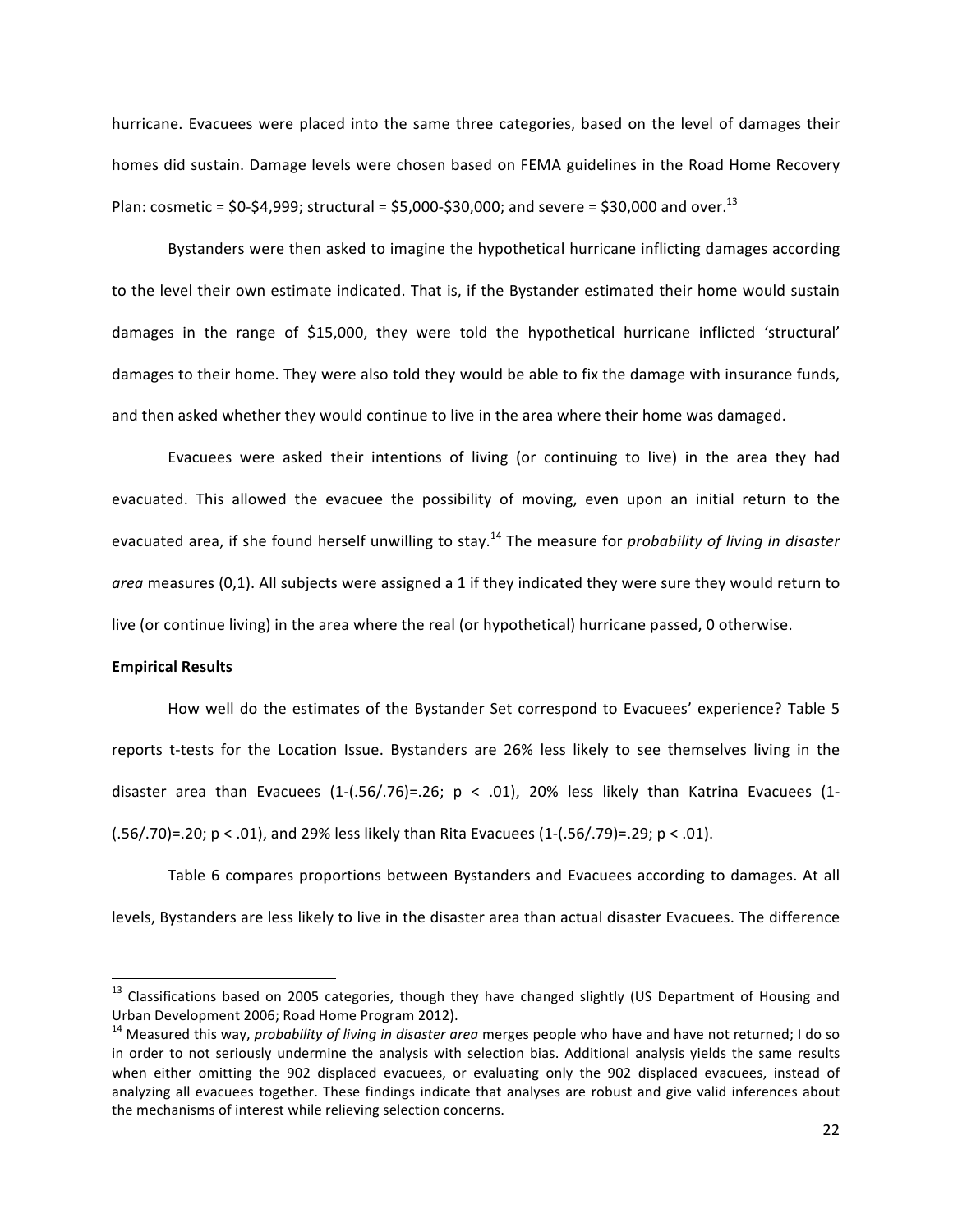hurricane. Evacuees were placed into the same three categories, based on the level of damages their homes did sustain. Damage levels were chosen based on FEMA guidelines in the Road Home Recovery Plan: cosmetic = $0-$4,999; structural = $5,000-$30,000; and severe = $30,000 and over.[13]

Bystanders were then asked to imagine the hypothetical hurricane inflicting damages according to the level their own estimate indicated. That is, if the Bystander estimated their home would sustain damages in the range of $15,000, they were told the hypothetical hurricane inflicted 'structural' damages to their home. They were also told they would be able to fix the damage with insurance funds, and then asked whether they would continue to live in the area where their home was damaged.

Evacuees were asked their intentions of living (or continuing to live) in the area they had evacuated. This allowed the evacuee the possibility of moving, even upon an initial return to the evacuated area, if she found herself unwilling to stay.[14] The measure for *probability of living in disaster area* measures (0,1). All subjects were assigned a 1 if they indicated they were sure they would return to live (or continue living) in the area where the real (or hypothetical) hurricane passed, 0 otherwise.

**Empirical Results**

How well do the estimates of the Bystander Set correspond to Evacuees' experience? Table 5 reports t-tests for the Location Issue. Bystanders are 26% less likely to see themselves living in the disaster area than Evacuees (1-(.56/.76)=.26; $p < .01$), 20% less likely than Katrina Evacuees (1-(.56/.70)=.20; $p < .01$), and 29% less likely than Rita Evacuees (1-(.56/.79)=.29; $p < .01$).

Table 6 compares proportions between Bystanders and Evacuees according to damages. At all levels, Bystanders are less likely to live in the disaster area than actual disaster Evacuees. The difference

---

[13] Classifications based on 2005 categories, though they have changed slightly (US Department of Housing and Urban Development 2006; Road Home Program 2012).

[14] Measured this way, *probability of living in disaster area* merges people who have and have not returned; I do so in order to not seriously undermine the analysis with selection bias. Additional analysis yields the same results when either omitting the 902 displaced evacuees, or evaluating only the 902 displaced evacuees, instead of analyzing all evacuees together. These findings indicate that analyses are robust and give valid inferences about the mechanisms of interest while relieving selection concerns.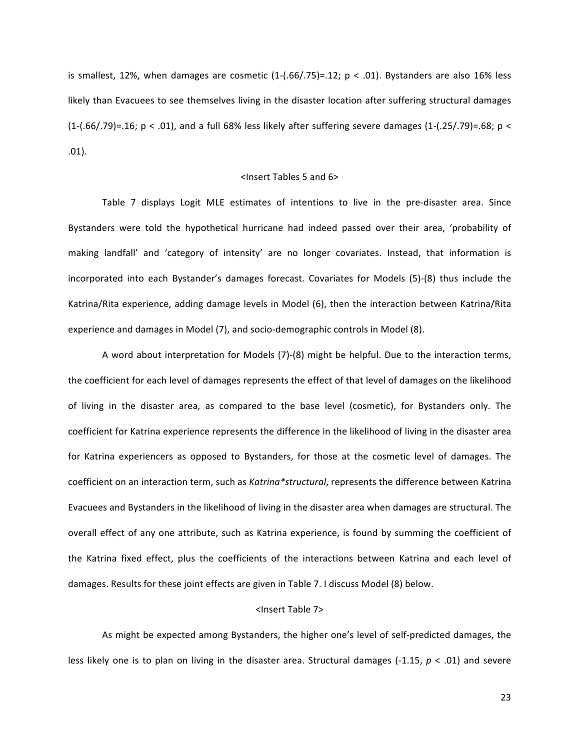is smallest, 12%, when damages are cosmetic (1-(.66/.75)=.12; $p < .01$). Bystanders are also 16% less likely than Evacuees to see themselves living in the disaster location after suffering structural damages (1-(.66/.79)=.16; $p < .01$), and a full 68% less likely after suffering severe damages (1-(.25/.79)=.68; $p < .01$).

<Insert Tables 5 and 6>

Table 7 displays Logit MLE estimates of intentions to live in the pre-disaster area. Since Bystanders were told the hypothetical hurricane had indeed passed over their area, 'probability of making landfall' and 'category of intensity' are no longer covariates. Instead, that information is incorporated into each Bystander's damages forecast. Covariates for Models (5)-(8) thus include the Katrina/Rita experience, adding damage levels in Model (6), then the interaction between Katrina/Rita experience and damages in Model (7), and socio-demographic controls in Model (8).

A word about interpretation for Models (7)-(8) might be helpful. Due to the interaction terms, the coefficient for each level of damages represents the effect of that level of damages on the likelihood of living in the disaster area, as compared to the base level (cosmetic), for Bystanders only. The coefficient for Katrina experience represents the difference in the likelihood of living in the disaster area for Katrina experiencers as opposed to Bystanders, for those at the cosmetic level of damages. The coefficient on an interaction term, such as *Katrina*structural*, represents the difference between Katrina Evacuees and Bystanders in the likelihood of living in the disaster area when damages are structural. The overall effect of any one attribute, such as Katrina experience, is found by summing the coefficient of the Katrina fixed effect, plus the coefficients of the interactions between Katrina and each level of damages. Results for these joint effects are given in Table 7. I discuss Model (8) below.

<Insert Table 7>

As might be expected among Bystanders, the higher one's level of self-predicted damages, the less likely one is to plan on living in the disaster area. Structural damages (-1.15, $p < .01$) and severe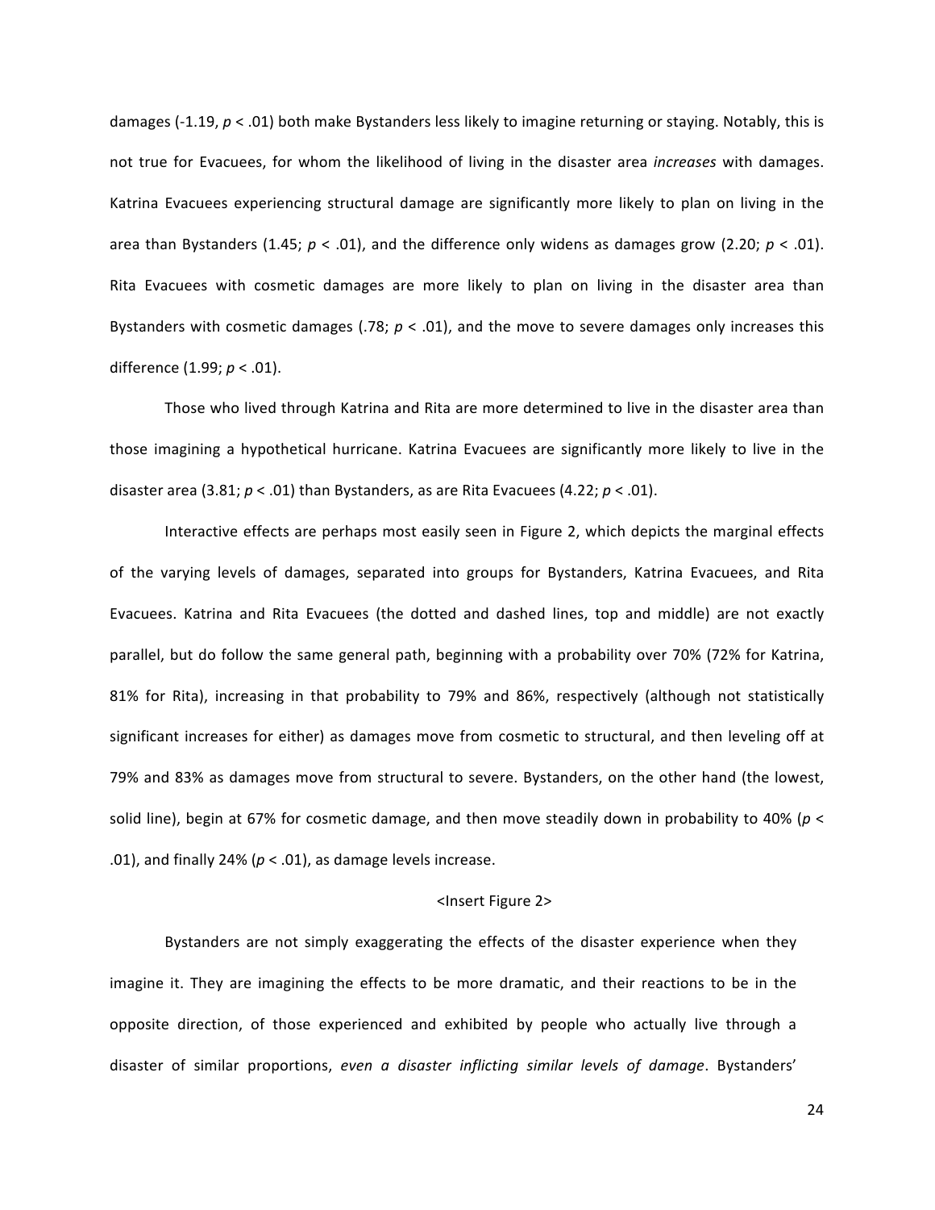damages (-1.19, $p < .01$) both make Bystanders less likely to imagine returning or staying. Notably, this is not true for Evacuees, for whom the likelihood of living in the disaster area *increases* with damages. Katrina Evacuees experiencing structural damage are significantly more likely to plan on living in the area than Bystanders (1.45; $p < .01$), and the difference only widens as damages grow (2.20; $p < .01$). Rita Evacuees with cosmetic damages are more likely to plan on living in the disaster area than Bystanders with cosmetic damages (.78; $p < .01$), and the move to severe damages only increases this difference (1.99; $p < .01$).

Those who lived through Katrina and Rita are more determined to live in the disaster area than those imagining a hypothetical hurricane. Katrina Evacuees are significantly more likely to live in the disaster area (3.81; $p < .01$) than Bystanders, as are Rita Evacuees (4.22; $p < .01$).

Interactive effects are perhaps most easily seen in Figure 2, which depicts the marginal effects of the varying levels of damages, separated into groups for Bystanders, Katrina Evacuees, and Rita Evacuees. Katrina and Rita Evacuees (the dotted and dashed lines, top and middle) are not exactly parallel, but do follow the same general path, beginning with a probability over 70% (72% for Katrina, 81% for Rita), increasing in that probability to 79% and 86%, respectively (although not statistically significant increases for either) as damages move from cosmetic to structural, and then leveling off at 79% and 83% as damages move from structural to severe. Bystanders, on the other hand (the lowest, solid line), begin at 67% for cosmetic damage, and then move steadily down in probability to 40% ($p < .01$), and finally 24% ($p < .01$), as damage levels increase.

<Insert Figure 2>

Bystanders are not simply exaggerating the effects of the disaster experience when they imagine it. They are imagining the effects to be more dramatic, and their reactions to be in the opposite direction, of those experienced and exhibited by people who actually live through a disaster of similar proportions, *even a disaster inflicting similar levels of damage*. Bystanders'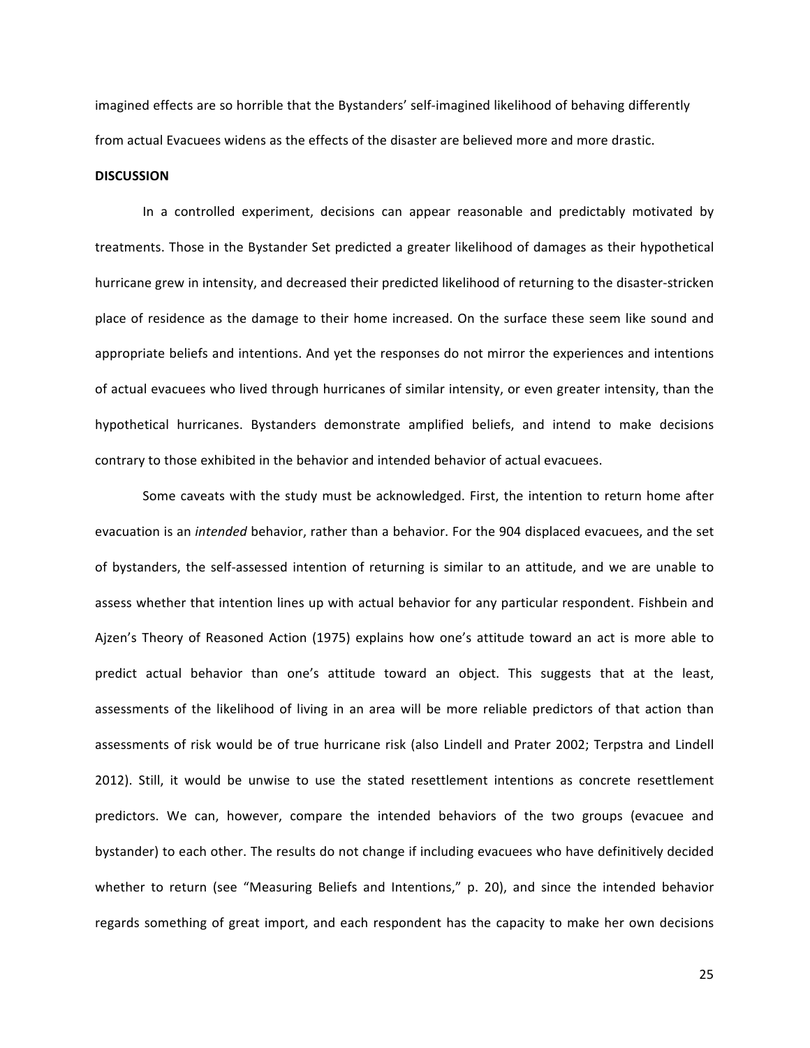imagined effects are so horrible that the Bystanders' self-imagined likelihood of behaving differently from actual Evacuees widens as the effects of the disaster are believed more and more drastic.

**DISCUSSION**

In a controlled experiment, decisions can appear reasonable and predictably motivated by treatments. Those in the Bystander Set predicted a greater likelihood of damages as their hypothetical hurricane grew in intensity, and decreased their predicted likelihood of returning to the disaster-stricken place of residence as the damage to their home increased. On the surface these seem like sound and appropriate beliefs and intentions. And yet the responses do not mirror the experiences and intentions of actual evacuees who lived through hurricanes of similar intensity, or even greater intensity, than the hypothetical hurricanes. Bystanders demonstrate amplified beliefs, and intend to make decisions contrary to those exhibited in the behavior and intended behavior of actual evacuees.

Some caveats with the study must be acknowledged. First, the intention to return home after evacuation is an *intended* behavior, rather than a behavior. For the 904 displaced evacuees, and the set of bystanders, the self-assessed intention of returning is similar to an attitude, and we are unable to assess whether that intention lines up with actual behavior for any particular respondent. Fishbein and Ajzen's Theory of Reasoned Action (1975) explains how one's attitude toward an act is more able to predict actual behavior than one's attitude toward an object. This suggests that at the least, assessments of the likelihood of living in an area will be more reliable predictors of that action than assessments of risk would be of true hurricane risk (also Lindell and Prater 2002; Terpstra and Lindell 2012). Still, it would be unwise to use the stated resettlement intentions as concrete resettlement predictors. We can, however, compare the intended behaviors of the two groups (evacuee and bystander) to each other. The results do not change if including evacuees who have definitively decided whether to return (see "Measuring Beliefs and Intentions," p. 20), and since the intended behavior regards something of great import, and each respondent has the capacity to make her own decisions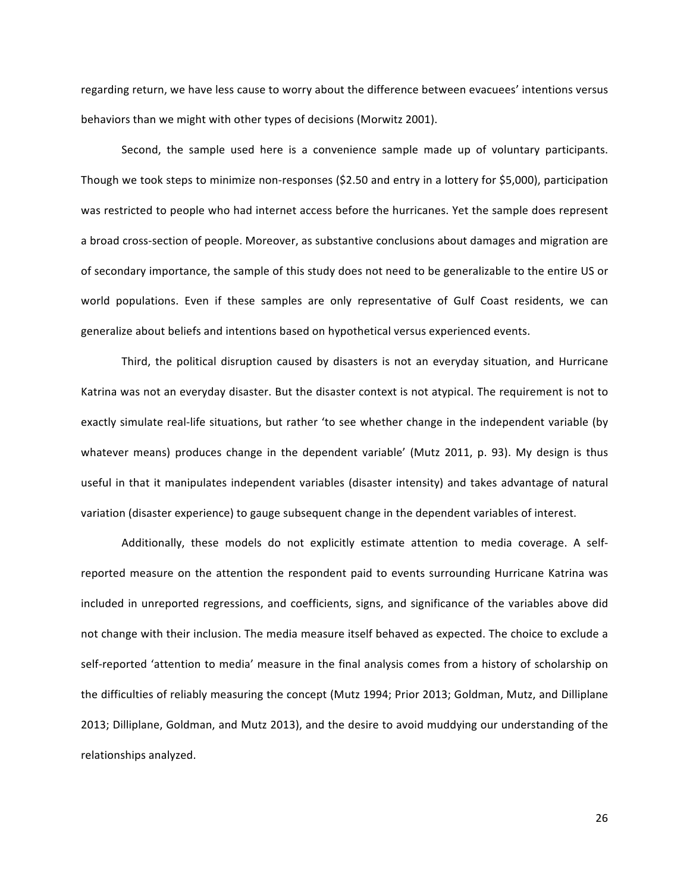regarding return, we have less cause to worry about the difference between evacuees' intentions versus behaviors than we might with other types of decisions (Morwitz 2001).

Second, the sample used here is a convenience sample made up of voluntary participants. Though we took steps to minimize non-responses ($2.50 and entry in a lottery for $5,000), participation was restricted to people who had internet access before the hurricanes. Yet the sample does represent a broad cross-section of people. Moreover, as substantive conclusions about damages and migration are of secondary importance, the sample of this study does not need to be generalizable to the entire US or world populations. Even if these samples are only representative of Gulf Coast residents, we can generalize about beliefs and intentions based on hypothetical versus experienced events.

Third, the political disruption caused by disasters is not an everyday situation, and Hurricane Katrina was not an everyday disaster. But the disaster context is not atypical. The requirement is not to exactly simulate real-life situations, but rather 'to see whether change in the independent variable (by whatever means) produces change in the dependent variable' (Mutz 2011, p. 93). My design is thus useful in that it manipulates independent variables (disaster intensity) and takes advantage of natural variation (disaster experience) to gauge subsequent change in the dependent variables of interest.

Additionally, these models do not explicitly estimate attention to media coverage. A self-reported measure on the attention the respondent paid to events surrounding Hurricane Katrina was included in unreported regressions, and coefficients, signs, and significance of the variables above did not change with their inclusion. The media measure itself behaved as expected. The choice to exclude a self-reported 'attention to media' measure in the final analysis comes from a history of scholarship on the difficulties of reliably measuring the concept (Mutz 1994; Prior 2013; Goldman, Mutz, and Dilliplane 2013; Dilliplane, Goldman, and Mutz 2013), and the desire to avoid muddying our understanding of the relationships analyzed.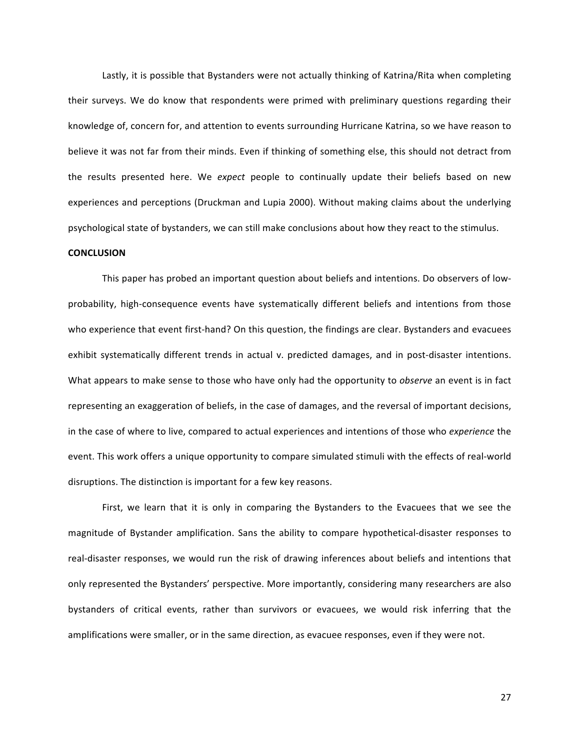Lastly, it is possible that Bystanders were not actually thinking of Katrina/Rita when completing their surveys. We do know that respondents were primed with preliminary questions regarding their knowledge of, concern for, and attention to events surrounding Hurricane Katrina, so we have reason to believe it was not far from their minds. Even if thinking of something else, this should not detract from the results presented here. We *expect* people to continually update their beliefs based on new experiences and perceptions (Druckman and Lupia 2000). Without making claims about the underlying psychological state of bystanders, we can still make conclusions about how they react to the stimulus.

**CONCLUSION**

This paper has probed an important question about beliefs and intentions. Do observers of low-probability, high-consequence events have systematically different beliefs and intentions from those who experience that event first-hand? On this question, the findings are clear. Bystanders and evacuees exhibit systematically different trends in actual v. predicted damages, and in post-disaster intentions. What appears to make sense to those who have only had the opportunity to *observe* an event is in fact representing an exaggeration of beliefs, in the case of damages, and the reversal of important decisions, in the case of where to live, compared to actual experiences and intentions of those who *experience* the event. This work offers a unique opportunity to compare simulated stimuli with the effects of real-world disruptions. The distinction is important for a few key reasons.

First, we learn that it is only in comparing the Bystanders to the Evacuees that we see the magnitude of Bystander amplification. Sans the ability to compare hypothetical-disaster responses to real-disaster responses, we would run the risk of drawing inferences about beliefs and intentions that only represented the Bystanders' perspective. More importantly, considering many researchers are also bystanders of critical events, rather than survivors or evacuees, we would risk inferring that the amplifications were smaller, or in the same direction, as evacuee responses, even if they were not.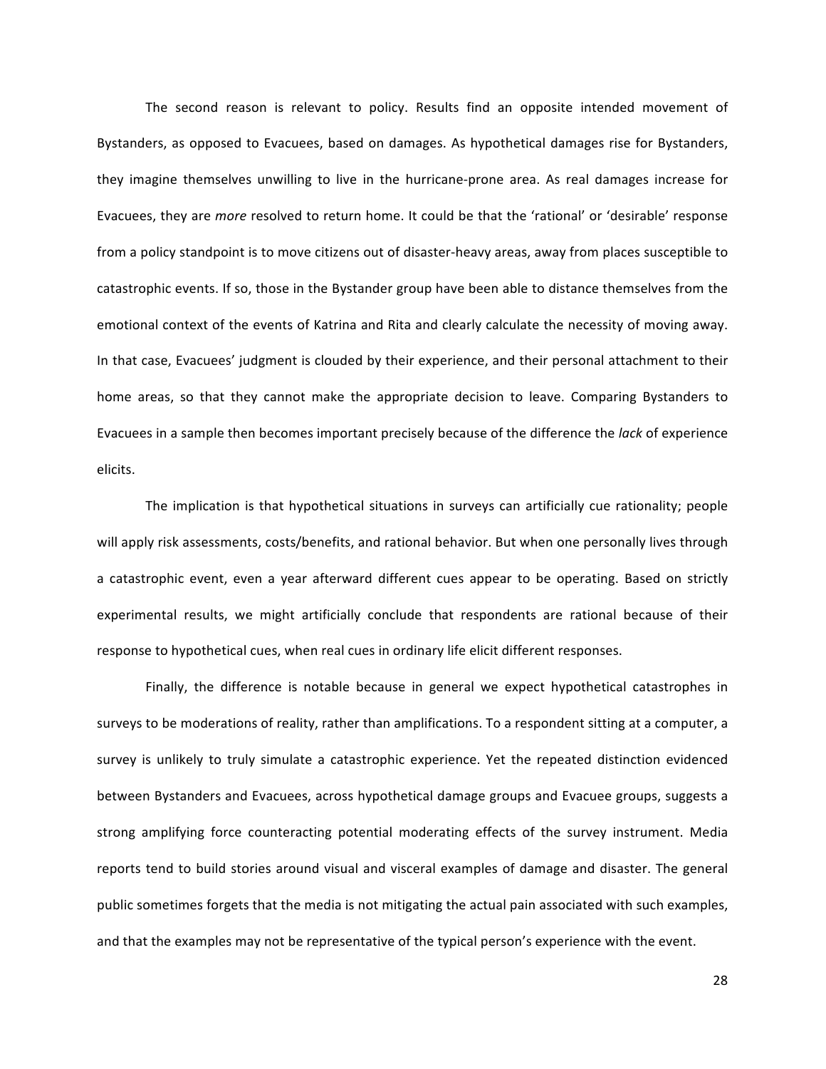The second reason is relevant to policy. Results find an opposite intended movement of Bystanders, as opposed to Evacuees, based on damages. As hypothetical damages rise for Bystanders, they imagine themselves unwilling to live in the hurricane-prone area. As real damages increase for Evacuees, they are *more* resolved to return home. It could be that the 'rational' or 'desirable' response from a policy standpoint is to move citizens out of disaster-heavy areas, away from places susceptible to catastrophic events. If so, those in the Bystander group have been able to distance themselves from the emotional context of the events of Katrina and Rita and clearly calculate the necessity of moving away. In that case, Evacuees' judgment is clouded by their experience, and their personal attachment to their home areas, so that they cannot make the appropriate decision to leave. Comparing Bystanders to Evacuees in a sample then becomes important precisely because of the difference the *lack* of experience elicits.

The implication is that hypothetical situations in surveys can artificially cue rationality; people will apply risk assessments, costs/benefits, and rational behavior. But when one personally lives through a catastrophic event, even a year afterward different cues appear to be operating. Based on strictly experimental results, we might artificially conclude that respondents are rational because of their response to hypothetical cues, when real cues in ordinary life elicit different responses.

Finally, the difference is notable because in general we expect hypothetical catastrophes in surveys to be moderations of reality, rather than amplifications. To a respondent sitting at a computer, a survey is unlikely to truly simulate a catastrophic experience. Yet the repeated distinction evidenced between Bystanders and Evacuees, across hypothetical damage groups and Evacuee groups, suggests a strong amplifying force counteracting potential moderating effects of the survey instrument. Media reports tend to build stories around visual and visceral examples of damage and disaster. The general public sometimes forgets that the media is not mitigating the actual pain associated with such examples, and that the examples may not be representative of the typical person's experience with the event.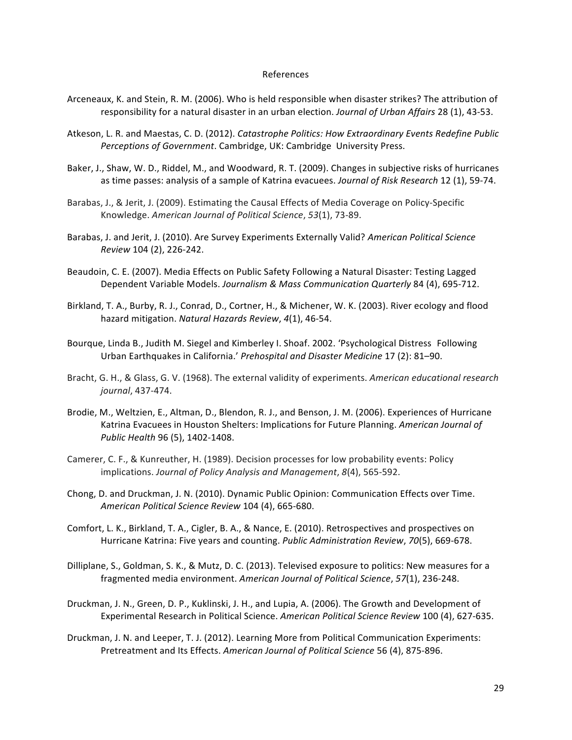# References

Arceneaux, K. and Stein, R. M. (2006). Who is held responsible when disaster strikes? The attribution of responsibility for a natural disaster in an urban election. *Journal of Urban Affairs* 28 (1), 43-53.

Atkeson, L. R. and Maestas, C. D. (2012). *Catastrophe Politics: How Extraordinary Events Redefine Public Perceptions of Government*. Cambridge, UK: Cambridge University Press.

Baker, J., Shaw, W. D., Riddel, M., and Woodward, R. T. (2009). Changes in subjective risks of hurricanes as time passes: analysis of a sample of Katrina evacuees. *Journal of Risk Research* 12 (1), 59-74.

Barabas, J., & Jerit, J. (2009). Estimating the Causal Effects of Media Coverage on Policy-Specific Knowledge. *American Journal of Political Science*, *53*(1), 73-89.

Barabas, J. and Jerit, J. (2010). Are Survey Experiments Externally Valid? *American Political Science Review* 104 (2), 226-242.

Beaudoin, C. E. (2007). Media Effects on Public Safety Following a Natural Disaster: Testing Lagged Dependent Variable Models. *Journalism & Mass Communication Quarterly* 84 (4), 695-712.

Birkland, T. A., Burby, R. J., Conrad, D., Cortner, H., & Michener, W. K. (2003). River ecology and flood hazard mitigation. *Natural Hazards Review*, *4*(1), 46-54.

Bourque, Linda B., Judith M. Siegel and Kimberley I. Shoaf. 2002. 'Psychological Distress Following Urban Earthquakes in California.' *Prehospital and Disaster Medicine* 17 (2): 81–90.

Bracht, G. H., & Glass, G. V. (1968). The external validity of experiments. *American educational research journal*, 437-474.

Brodie, M., Weltzien, E., Altman, D., Blendon, R. J., and Benson, J. M. (2006). Experiences of Hurricane Katrina Evacuees in Houston Shelters: Implications for Future Planning. *American Journal of Public Health* 96 (5), 1402-1408.

Camerer, C. F., & Kunreuther, H. (1989). Decision processes for low probability events: Policy implications. *Journal of Policy Analysis and Management*, *8*(4), 565-592.

Chong, D. and Druckman, J. N. (2010). Dynamic Public Opinion: Communication Effects over Time. *American Political Science Review* 104 (4), 665-680.

Comfort, L. K., Birkland, T. A., Cigler, B. A., & Nance, E. (2010). Retrospectives and prospectives on Hurricane Katrina: Five years and counting. *Public Administration Review*, *70*(5), 669-678.

Dilliplane, S., Goldman, S. K., & Mutz, D. C. (2013). Televised exposure to politics: New measures for a fragmented media environment. *American Journal of Political Science*, *57*(1), 236-248.

Druckman, J. N., Green, D. P., Kuklinski, J. H., and Lupia, A. (2006). The Growth and Development of Experimental Research in Political Science. *American Political Science Review* 100 (4), 627-635.

Druckman, J. N. and Leeper, T. J. (2012). Learning More from Political Communication Experiments: Pretreatment and Its Effects. *American Journal of Political Science* 56 (4), 875-896.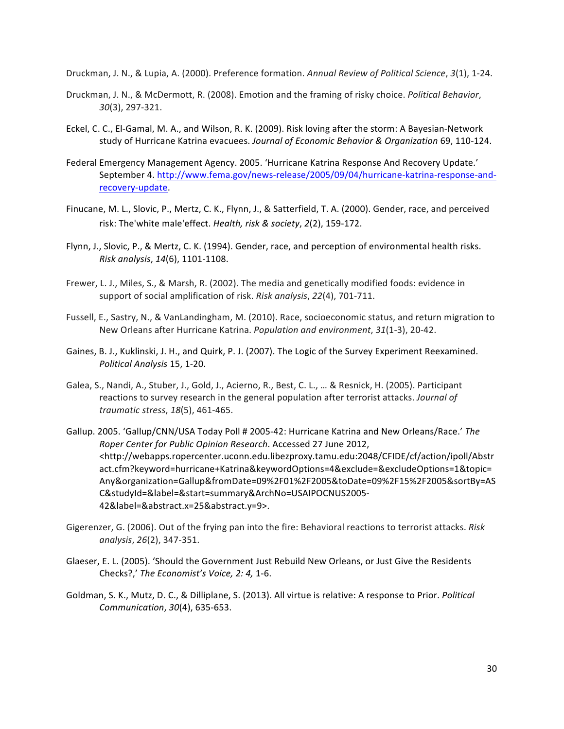Druckman, J. N., & Lupia, A. (2000). Preference formation. *Annual Review of Political Science*, *3*(1), 1-24.

Druckman, J. N., & McDermott, R. (2008). Emotion and the framing of risky choice. *Political Behavior*, *30*(3), 297-321.

Eckel, C. C., El-Gamal, M. A., and Wilson, R. K. (2009). Risk loving after the storm: A Bayesian-Network study of Hurricane Katrina evacuees. *Journal of Economic Behavior & Organization* 69, 110-124.

Federal Emergency Management Agency. 2005. 'Hurricane Katrina Response And Recovery Update.' September 4. http://www.fema.gov/news-release/2005/09/04/hurricane-katrina-response-and-recovery-update.

Finucane, M. L., Slovic, P., Mertz, C. K., Flynn, J., & Satterfield, T. A. (2000). Gender, race, and perceived risk: The'white male'effect. *Health, risk & society*, *2*(2), 159-172.

Flynn, J., Slovic, P., & Mertz, C. K. (1994). Gender, race, and perception of environmental health risks. *Risk analysis*, *14*(6), 1101-1108.

Frewer, L. J., Miles, S., & Marsh, R. (2002). The media and genetically modified foods: evidence in support of social amplification of risk. *Risk analysis*, *22*(4), 701-711.

Fussell, E., Sastry, N., & VanLandingham, M. (2010). Race, socioeconomic status, and return migration to New Orleans after Hurricane Katrina. *Population and environment*, *31*(1-3), 20-42.

Gaines, B. J., Kuklinski, J. H., and Quirk, P. J. (2007). The Logic of the Survey Experiment Reexamined. *Political Analysis* 15, 1-20.

Galea, S., Nandi, A., Stuber, J., Gold, J., Acierno, R., Best, C. L., … & Resnick, H. (2005). Participant reactions to survey research in the general population after terrorist attacks. *Journal of traumatic stress*, *18*(5), 461-465.

Gallup. 2005. 'Gallup/CNN/USA Today Poll # 2005-42: Hurricane Katrina and New Orleans/Race.' *The Roper Center for Public Opinion Research*. Accessed 27 June 2012, <http://webapps.ropercenter.uconn.edu.libezproxy.tamu.edu:2048/CFIDE/cf/action/ipoll/Abstract.cfm?keyword=hurricane+Katrina&keywordOptions=4&exclude=&excludeOptions=1&topic=Any&organization=Gallup&fromDate=09%2F01%2F2005&toDate=09%2F15%2F2005&sortBy=ASC&studyId=&label=&start=summary&ArchNo=USAIPOCNUS2005-42&label=&abstract.x=25&abstract.y=9>.

Gigerenzer, G. (2006). Out of the frying pan into the fire: Behavioral reactions to terrorist attacks. *Risk analysis*, *26*(2), 347-351.

Glaeser, E. L. (2005). 'Should the Government Just Rebuild New Orleans, or Just Give the Residents Checks?,' *The Economist's Voice, 2: 4,* 1-6.

Goldman, S. K., Mutz, D. C., & Dilliplane, S. (2013). All virtue is relative: A response to Prior. *Political Communication*, *30*(4), 635-653.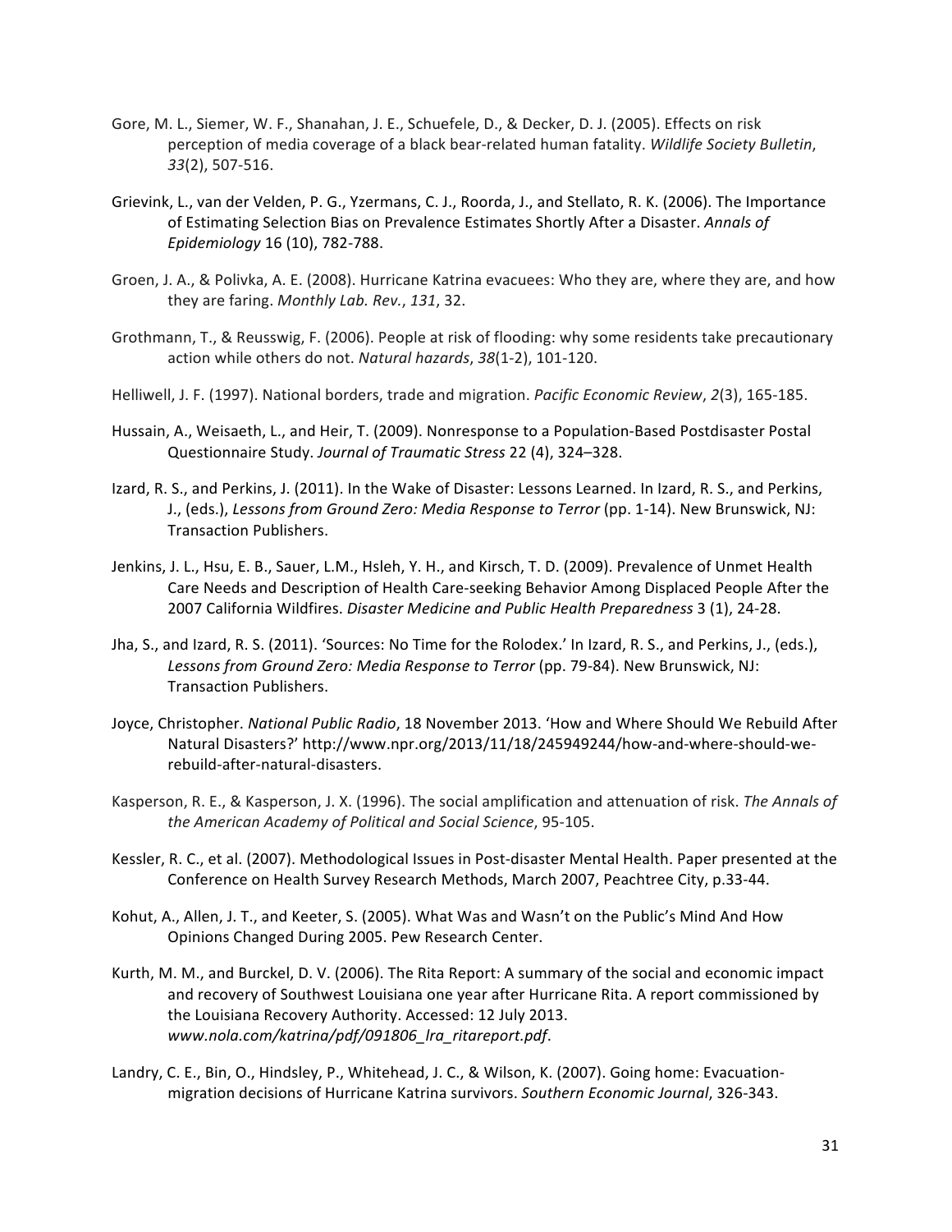Gore, M. L., Siemer, W. F., Shanahan, J. E., Schuefele, D., & Decker, D. J. (2005). Effects on risk perception of media coverage of a black bear-related human fatality. *Wildlife Society Bulletin*, *33*(2), 507-516.

Grievink, L., van der Velden, P. G., Yzermans, C. J., Roorda, J., and Stellato, R. K. (2006). The Importance of Estimating Selection Bias on Prevalence Estimates Shortly After a Disaster. *Annals of Epidemiology* 16 (10), 782-788.

Groen, J. A., & Polivka, A. E. (2008). Hurricane Katrina evacuees: Who they are, where they are, and how they are faring. *Monthly Lab. Rev.*, *131*, 32.

Grothmann, T., & Reusswig, F. (2006). People at risk of flooding: why some residents take precautionary action while others do not. *Natural hazards*, *38*(1-2), 101-120.

Helliwell, J. F. (1997). National borders, trade and migration. *Pacific Economic Review*, *2*(3), 165-185.

Hussain, A., Weisaeth, L., and Heir, T. (2009). Nonresponse to a Population-Based Postdisaster Postal Questionnaire Study. *Journal of Traumatic Stress* 22 (4), 324–328.

Izard, R. S., and Perkins, J. (2011). In the Wake of Disaster: Lessons Learned. In Izard, R. S., and Perkins, J., (eds.), *Lessons from Ground Zero: Media Response to Terror* (pp. 1-14). New Brunswick, NJ: Transaction Publishers.

Jenkins, J. L., Hsu, E. B., Sauer, L.M., Hsleh, Y. H., and Kirsch, T. D. (2009). Prevalence of Unmet Health Care Needs and Description of Health Care-seeking Behavior Among Displaced People After the 2007 California Wildfires. *Disaster Medicine and Public Health Preparedness* 3 (1), 24-28.

Jha, S., and Izard, R. S. (2011). 'Sources: No Time for the Rolodex.' In Izard, R. S., and Perkins, J., (eds.), *Lessons from Ground Zero: Media Response to Terror* (pp. 79-84). New Brunswick, NJ: Transaction Publishers.

Joyce, Christopher. *National Public Radio*, 18 November 2013. 'How and Where Should We Rebuild After Natural Disasters?' http://www.npr.org/2013/11/18/245949244/how-and-where-should-we-rebuild-after-natural-disasters.

Kasperson, R. E., & Kasperson, J. X. (1996). The social amplification and attenuation of risk. *The Annals of the American Academy of Political and Social Science*, 95-105.

Kessler, R. C., et al. (2007). Methodological Issues in Post-disaster Mental Health. Paper presented at the Conference on Health Survey Research Methods, March 2007, Peachtree City, p.33-44.

Kohut, A., Allen, J. T., and Keeter, S. (2005). What Was and Wasn't on the Public's Mind And How Opinions Changed During 2005. Pew Research Center.

Kurth, M. M., and Burckel, D. V. (2006). The Rita Report: A summary of the social and economic impact and recovery of Southwest Louisiana one year after Hurricane Rita. A report commissioned by the Louisiana Recovery Authority. Accessed: 12 July 2013. *www.nola.com/katrina/pdf/091806_lra_ritareport.pdf*.

Landry, C. E., Bin, O., Hindsley, P., Whitehead, J. C., & Wilson, K. (2007). Going home: Evacuation-migration decisions of Hurricane Katrina survivors. *Southern Economic Journal*, 326-343.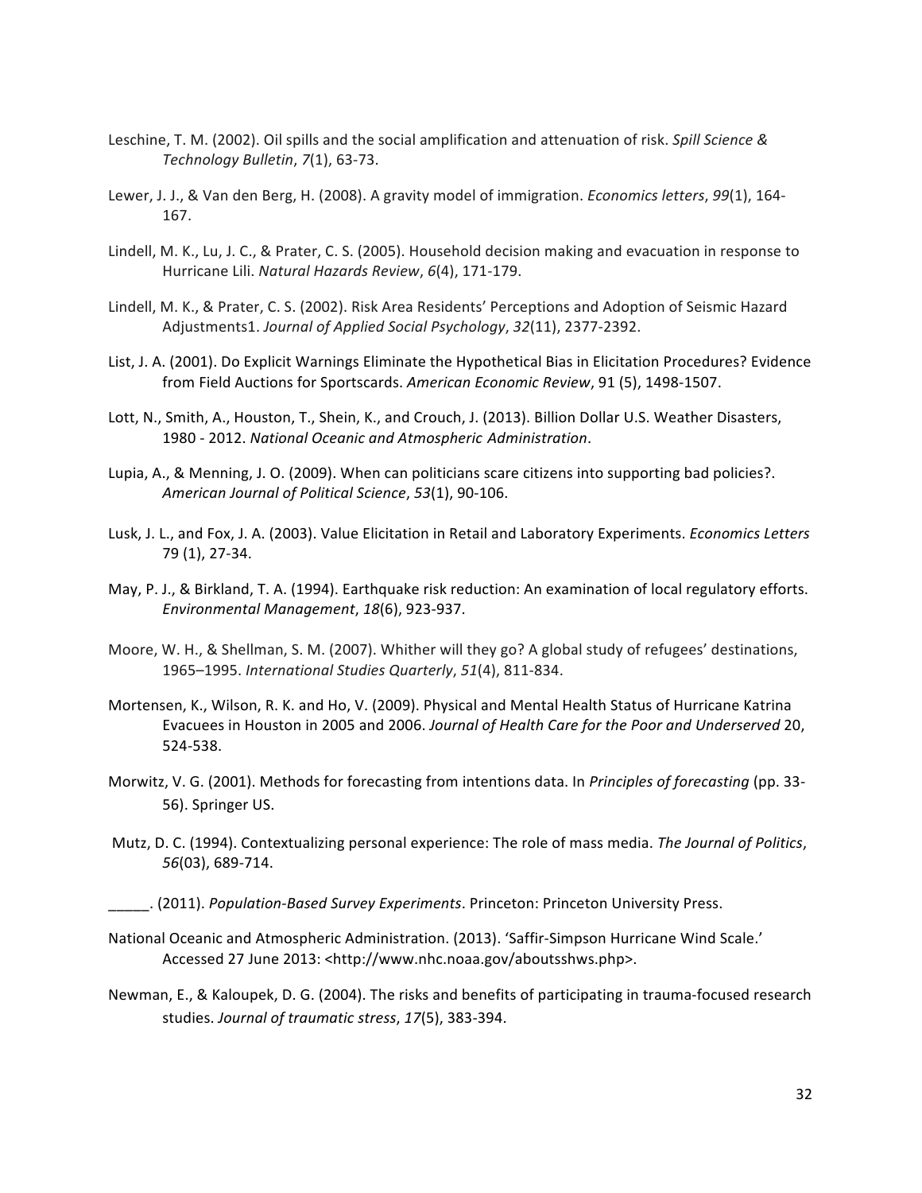Leschine, T. M. (2002). Oil spills and the social amplification and attenuation of risk. *Spill Science & Technology Bulletin*, *7*(1), 63-73.

Lewer, J. J., & Van den Berg, H. (2008). A gravity model of immigration. *Economics letters*, *99*(1), 164-167.

Lindell, M. K., Lu, J. C., & Prater, C. S. (2005). Household decision making and evacuation in response to Hurricane Lili. *Natural Hazards Review*, *6*(4), 171-179.

Lindell, M. K., & Prater, C. S. (2002). Risk Area Residents' Perceptions and Adoption of Seismic Hazard Adjustments1. *Journal of Applied Social Psychology*, *32*(11), 2377-2392.

List, J. A. (2001). Do Explicit Warnings Eliminate the Hypothetical Bias in Elicitation Procedures? Evidence from Field Auctions for Sportscards. *American Economic Review*, 91 (5), 1498-1507.

Lott, N., Smith, A., Houston, T., Shein, K., and Crouch, J. (2013). Billion Dollar U.S. Weather Disasters, 1980 - 2012. *National Oceanic and Atmospheric Administration*.

Lupia, A., & Menning, J. O. (2009). When can politicians scare citizens into supporting bad policies?. *American Journal of Political Science*, *53*(1), 90-106.

Lusk, J. L., and Fox, J. A. (2003). Value Elicitation in Retail and Laboratory Experiments. *Economics Letters* 79 (1), 27-34.

May, P. J., & Birkland, T. A. (1994). Earthquake risk reduction: An examination of local regulatory efforts. *Environmental Management*, *18*(6), 923-937.

Moore, W. H., & Shellman, S. M. (2007). Whither will they go? A global study of refugees' destinations, 1965–1995. *International Studies Quarterly*, *51*(4), 811-834.

Mortensen, K., Wilson, R. K. and Ho, V. (2009). Physical and Mental Health Status of Hurricane Katrina Evacuees in Houston in 2005 and 2006. *Journal of Health Care for the Poor and Underserved* 20, 524-538.

Morwitz, V. G. (2001). Methods for forecasting from intentions data. In *Principles of forecasting* (pp. 33-56). Springer US.

Mutz, D. C. (1994). Contextualizing personal experience: The role of mass media. *The Journal of Politics*, *56*(03), 689-714.

_____. (2011). *Population-Based Survey Experiments*. Princeton: Princeton University Press.

National Oceanic and Atmospheric Administration. (2013). 'Saffir-Simpson Hurricane Wind Scale.' Accessed 27 June 2013: <http://www.nhc.noaa.gov/aboutsshws.php>.

Newman, E., & Kaloupek, D. G. (2004). The risks and benefits of participating in trauma-focused research studies. *Journal of traumatic stress*, *17*(5), 383-394.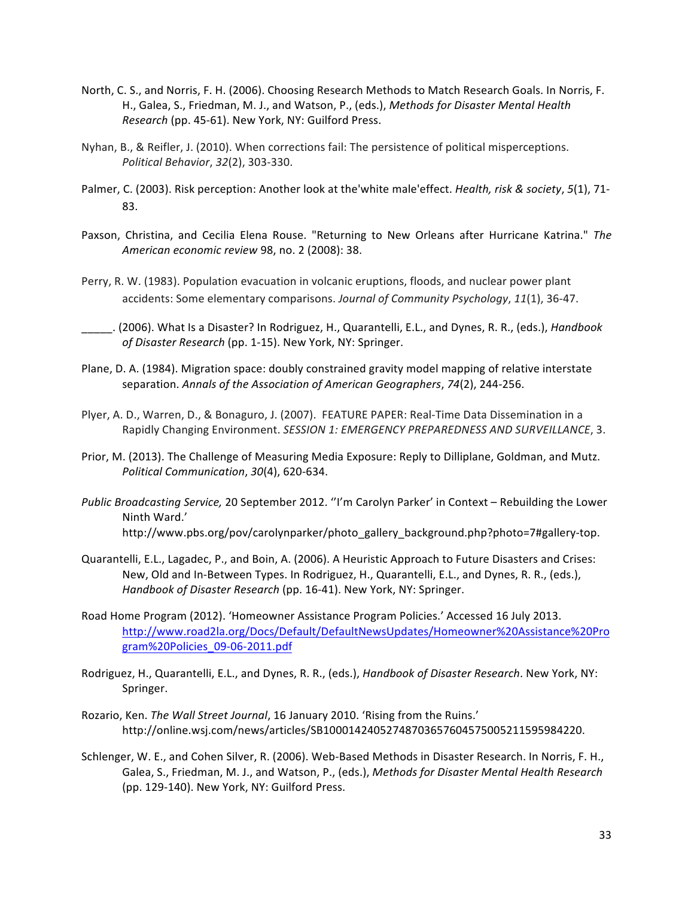North, C. S., and Norris, F. H. (2006). Choosing Research Methods to Match Research Goals. In Norris, F. H., Galea, S., Friedman, M. J., and Watson, P., (eds.), *Methods for Disaster Mental Health Research* (pp. 45-61). New York, NY: Guilford Press.

Nyhan, B., & Reifler, J. (2010). When corrections fail: The persistence of political misperceptions. *Political Behavior*, *32*(2), 303-330.

Palmer, C. (2003). Risk perception: Another look at the'white male'effect. *Health, risk & society*, *5*(1), 71-83.

Paxson, Christina, and Cecilia Elena Rouse. "Returning to New Orleans after Hurricane Katrina." *The American economic review* 98, no. 2 (2008): 38.

Perry, R. W. (1983). Population evacuation in volcanic eruptions, floods, and nuclear power plant accidents: Some elementary comparisons. *Journal of Community Psychology*, *11*(1), 36-47.

_____. (2006). What Is a Disaster? In Rodriguez, H., Quarantelli, E.L., and Dynes, R. R., (eds.), *Handbook of Disaster Research* (pp. 1-15). New York, NY: Springer.

Plane, D. A. (1984). Migration space: doubly constrained gravity model mapping of relative interstate separation. *Annals of the Association of American Geographers*, *74*(2), 244-256.

Plyer, A. D., Warren, D., & Bonaguro, J. (2007). FEATURE PAPER: Real-Time Data Dissemination in a Rapidly Changing Environment. *SESSION 1: EMERGENCY PREPAREDNESS AND SURVEILLANCE*, 3.

Prior, M. (2013). The Challenge of Measuring Media Exposure: Reply to Dilliplane, Goldman, and Mutz. *Political Communication*, *30*(4), 620-634.

*Public Broadcasting Service,* 20 September 2012. ''I'm Carolyn Parker' in Context – Rebuilding the Lower Ninth Ward.' http://www.pbs.org/pov/carolynparker/photo_gallery_background.php?photo=7#gallery-top.

Quarantelli, E.L., Lagadec, P., and Boin, A. (2006). A Heuristic Approach to Future Disasters and Crises: New, Old and In-Between Types. In Rodriguez, H., Quarantelli, E.L., and Dynes, R. R., (eds.), *Handbook of Disaster Research* (pp. 16-41). New York, NY: Springer.

Road Home Program (2012). 'Homeowner Assistance Program Policies.' Accessed 16 July 2013. http://www.road2la.org/Docs/Default/DefaultNewsUpdates/Homeowner%20Assistance%20Program%20Policies_09-06-2011.pdf

Rodriguez, H., Quarantelli, E.L., and Dynes, R. R., (eds.), *Handbook of Disaster Research*. New York, NY: Springer.

Rozario, Ken. *The Wall Street Journal*, 16 January 2010. 'Rising from the Ruins.' http://online.wsj.com/news/articles/SB10001424052748703657604575005211595984220.

Schlenger, W. E., and Cohen Silver, R. (2006). Web-Based Methods in Disaster Research. In Norris, F. H., Galea, S., Friedman, M. J., and Watson, P., (eds.), *Methods for Disaster Mental Health Research* (pp. 129-140). New York, NY: Guilford Press.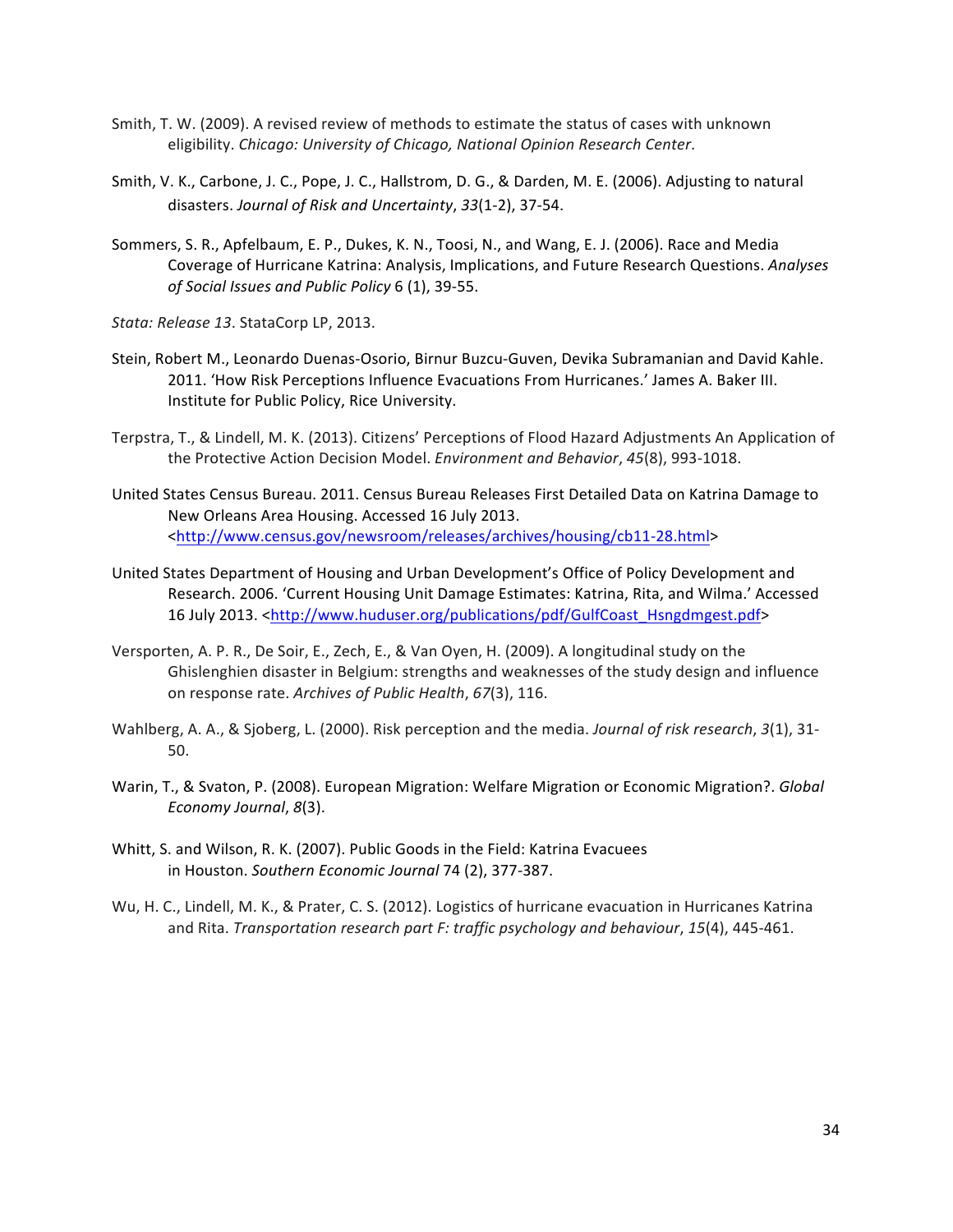Smith, T. W. (2009). A revised review of methods to estimate the status of cases with unknown eligibility. *Chicago: University of Chicago, National Opinion Research Center*.

Smith, V. K., Carbone, J. C., Pope, J. C., Hallstrom, D. G., & Darden, M. E. (2006). Adjusting to natural disasters. *Journal of Risk and Uncertainty*, *33*(1-2), 37-54.

Sommers, S. R., Apfelbaum, E. P., Dukes, K. N., Toosi, N., and Wang, E. J. (2006). Race and Media Coverage of Hurricane Katrina: Analysis, Implications, and Future Research Questions. *Analyses of Social Issues and Public Policy* 6 (1), 39-55.

*Stata: Release 13*. StataCorp LP, 2013.

Stein, Robert M., Leonardo Duenas-Osorio, Birnur Buzcu-Guven, Devika Subramanian and David Kahle. 2011. 'How Risk Perceptions Influence Evacuations From Hurricanes.' James A. Baker III. Institute for Public Policy, Rice University.

Terpstra, T., & Lindell, M. K. (2013). Citizens' Perceptions of Flood Hazard Adjustments An Application of the Protective Action Decision Model. *Environment and Behavior*, *45*(8), 993-1018.

United States Census Bureau. 2011. Census Bureau Releases First Detailed Data on Katrina Damage to New Orleans Area Housing. Accessed 16 July 2013. <http://www.census.gov/newsroom/releases/archives/housing/cb11-28.html>

United States Department of Housing and Urban Development's Office of Policy Development and Research. 2006. 'Current Housing Unit Damage Estimates: Katrina, Rita, and Wilma.' Accessed 16 July 2013. <http://www.huduser.org/publications/pdf/GulfCoast_Hsngdmgest.pdf>

Versporten, A. P. R., De Soir, E., Zech, E., & Van Oyen, H. (2009). A longitudinal study on the Ghislenghien disaster in Belgium: strengths and weaknesses of the study design and influence on response rate. *Archives of Public Health*, *67*(3), 116.

Wahlberg, A. A., & Sjoberg, L. (2000). Risk perception and the media. *Journal of risk research*, *3*(1), 31-50.

Warin, T., & Svaton, P. (2008). European Migration: Welfare Migration or Economic Migration?. *Global Economy Journal*, *8*(3).

Whitt, S. and Wilson, R. K. (2007). Public Goods in the Field: Katrina Evacuees in Houston. *Southern Economic Journal* 74 (2), 377-387.

Wu, H. C., Lindell, M. K., & Prater, C. S. (2012). Logistics of hurricane evacuation in Hurricanes Katrina and Rita. *Transportation research part F: traffic psychology and behaviour*, *15*(4), 445-461.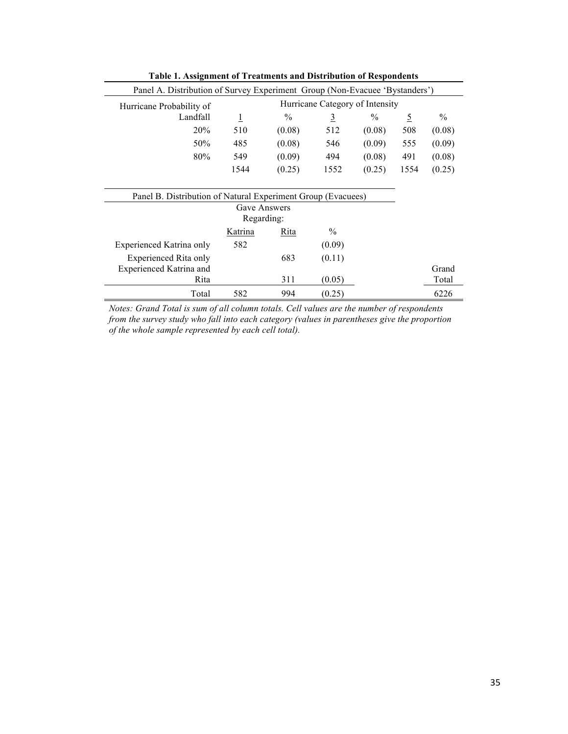**Table 1. Assignment of Treatments and Distribution of Respondents**

Panel A. Distribution of Survey Experiment Group (Non-Evacuee 'Bystanders')

| Hurricane Probability of Landfall | Hurricane Category of Intensity | | | | | |
|---|---|---|---|---|---|---|
| | 1 | % | 3 | % | 5 | % |
| 20% | 510 | (0.08) | 512 | (0.08) | 508 | (0.08) |
| 50% | 485 | (0.08) | 546 | (0.09) | 555 | (0.09) |
| 80% | 549 | (0.09) | 494 | (0.08) | 491 | (0.08) |
| | 1544 | (0.25) | 1552 | (0.25) | 1554 | (0.25) |

Panel B. Distribution of Natural Experiment Group (Evacuees)

| | Gave Answers Regarding: | | | Grand Total |
|---|---|---|---|---|
| | Katrina | Rita | % | |
| Experienced Katrina only | 582 | | (0.09) | |
| Experienced Rita only | | 683 | (0.11) | |
| Experienced Katrina and Rita | | 311 | (0.05) | |
| Total | 582 | 994 | (0.25) | 6226 |

*Notes: Grand Total is sum of all column totals. Cell values are the number of respondents from the survey study who fall into each category (values in parentheses give the proportion of the whole sample represented by each cell total).*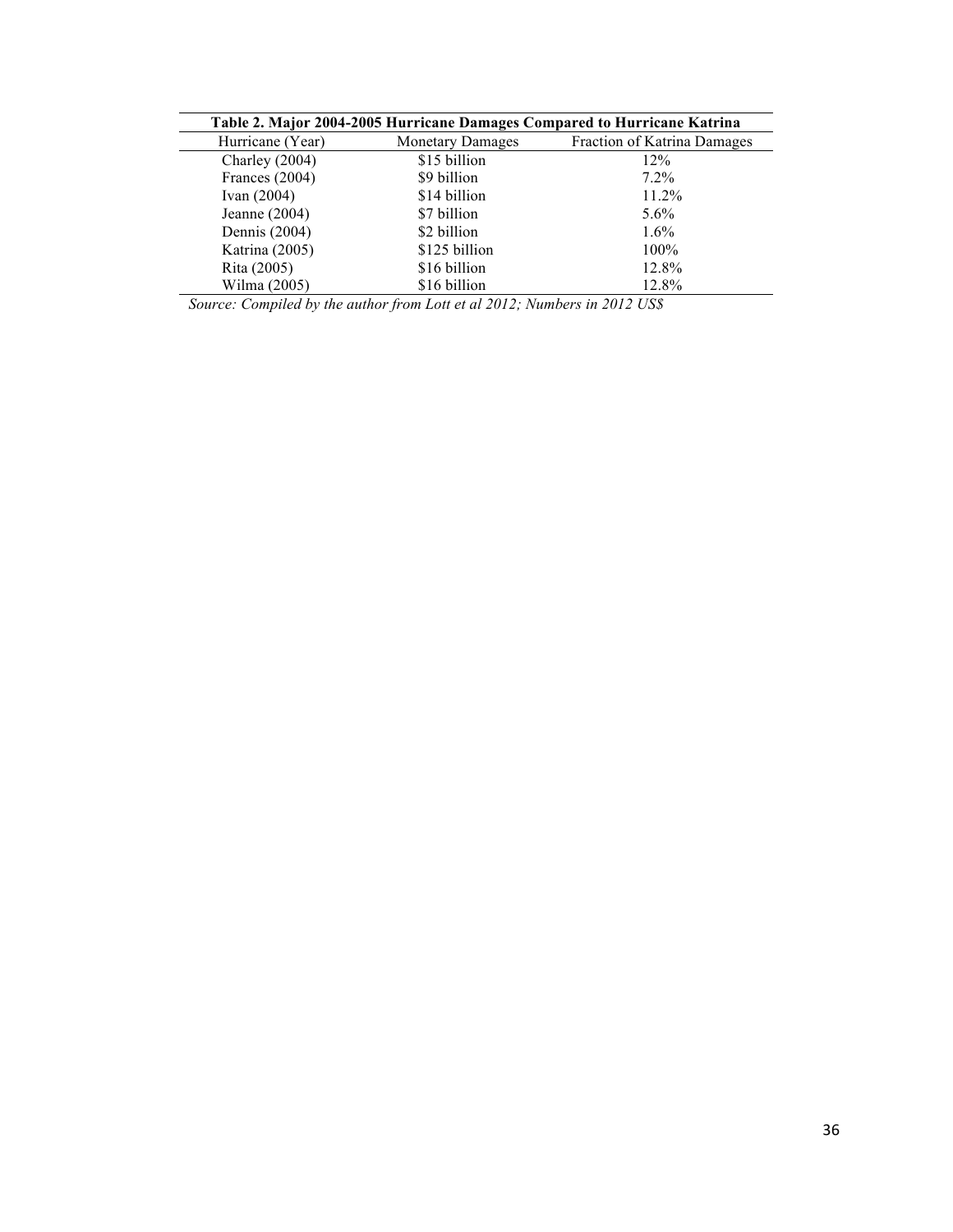**Table 2. Major 2004-2005 Hurricane Damages Compared to Hurricane Katrina**

| Hurricane (Year) | Monetary Damages | Fraction of Katrina Damages |
|---|---|---|
| Charley (2004) | $15 billion | 12% |
| Frances (2004) | $9 billion | 7.2% |
| Ivan (2004) | $14 billion | 11.2% |
| Jeanne (2004) | $7 billion | 5.6% |
| Dennis (2004) | $2 billion | 1.6% |
| Katrina (2005) | $125 billion | 100% |
| Rita (2005) | $16 billion | 12.8% |
| Wilma (2005) | $16 billion | 12.8% |

*Source: Compiled by the author from Lott et al 2012; Numbers in 2012 US$*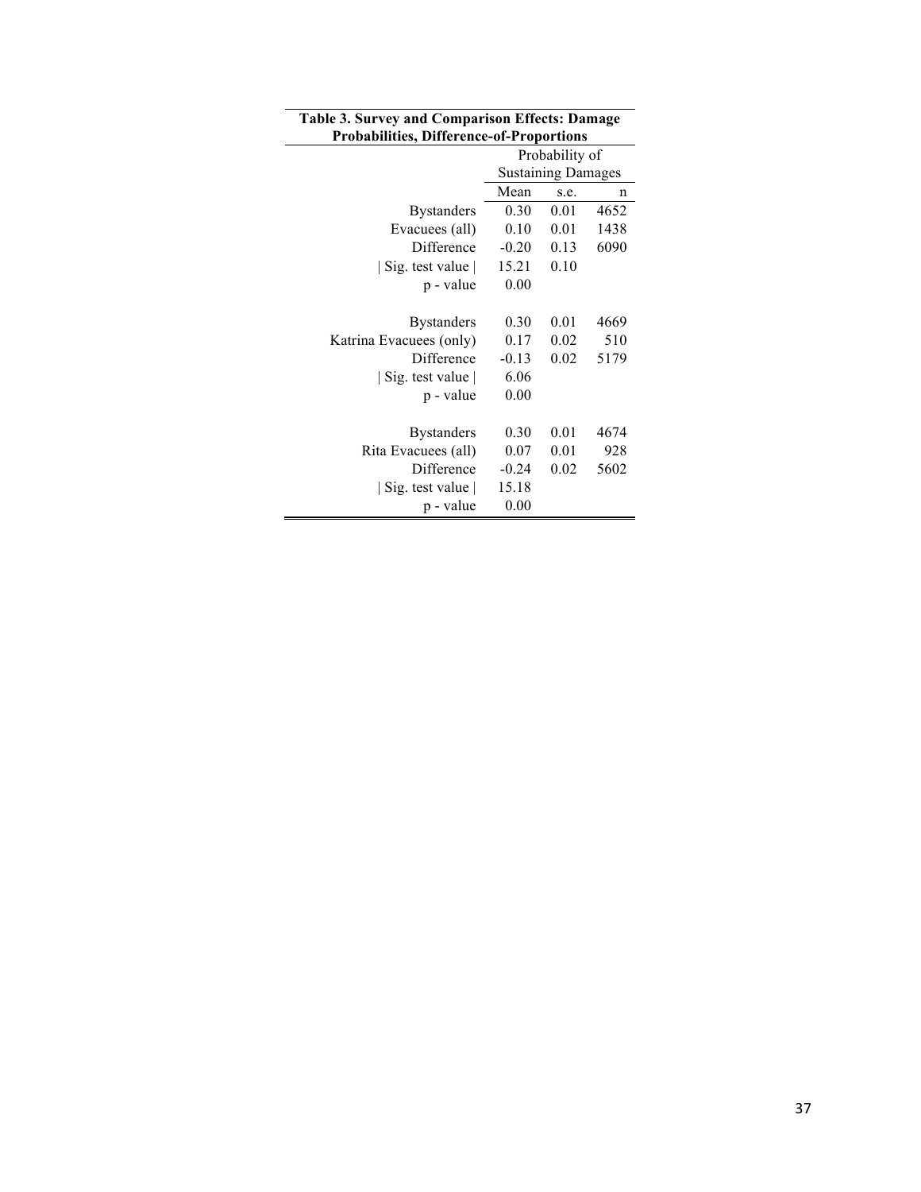**Table 3. Survey and Comparison Effects: Damage Probabilities, Difference-of-Proportions**

| | Probability of Sustaining Damages | | |
|---|---|---|---|
| | Mean | s.e. | n |
| Bystanders | 0.30 | 0.01 | 4652 |
| Evacuees (all) | 0.10 | 0.01 | 1438 |
| Difference | -0.20 | 0.13 | 6090 |
| \| Sig. test value \| | 15.21 | 0.10 | |
| p - value | 0.00 | | |
| | | | |
| Bystanders | 0.30 | 0.01 | 4669 |
| Katrina Evacuees (only) | 0.17 | 0.02 | 510 |
| Difference | -0.13 | 0.02 | 5179 |
| \| Sig. test value \| | 6.06 | | |
| p - value | 0.00 | | |
| | | | |
| Bystanders | 0.30 | 0.01 | 4674 |
| Rita Evacuees (all) | 0.07 | 0.01 | 928 |
| Difference | -0.24 | 0.02 | 5602 |
| \| Sig. test value \| | 15.18 | | |
| p - value | 0.00 | | |